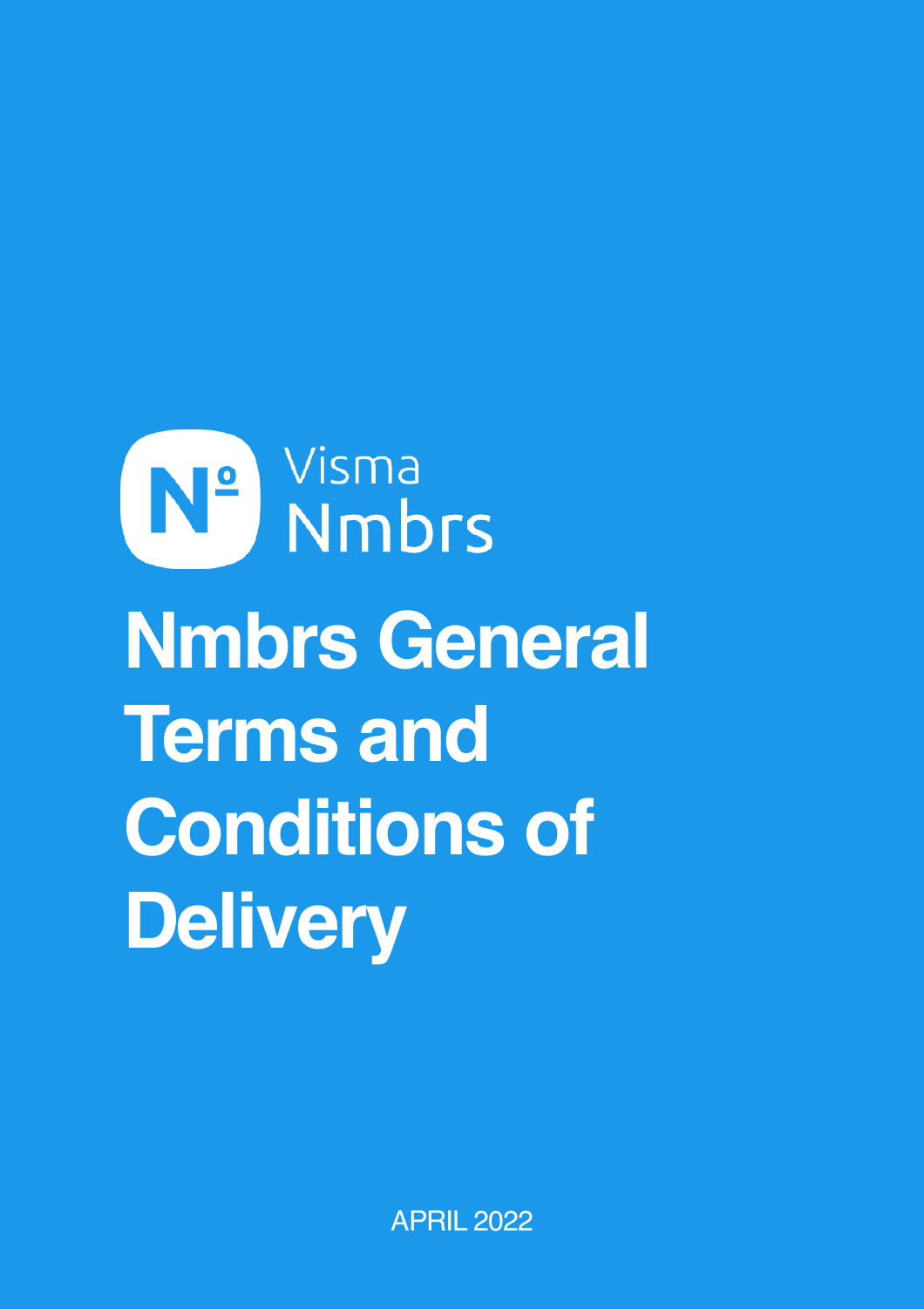Visma Nmbrs

# Nmbrs General Terms and Conditions of Delivery

APRIL 2022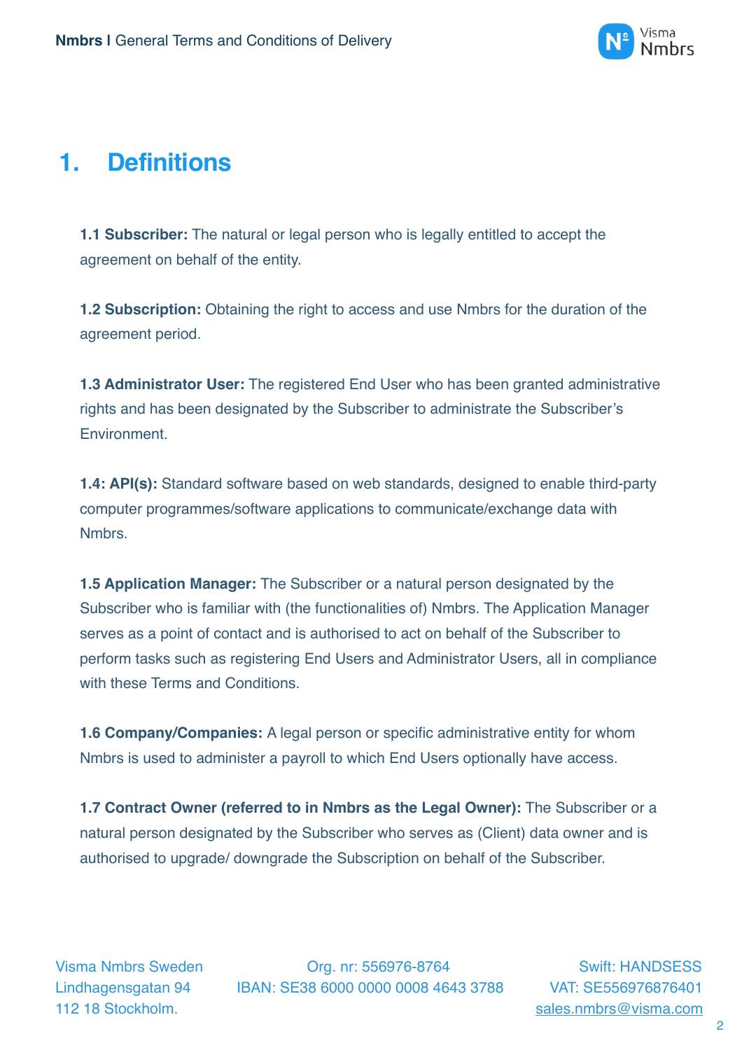# 1. Definitions

**1.1 Subscriber:** The natural or legal person who is legally entitled to accept the agreement on behalf of the entity.

**1.2 Subscription:** Obtaining the right to access and use Nmbrs for the duration of the agreement period.

**1.3 Administrator User:** The registered End User who has been granted administrative rights and has been designated by the Subscriber to administrate the Subscriber's Environment.

**1.4: API(s):** Standard software based on web standards, designed to enable third-party computer programmes/software applications to communicate/exchange data with Nmbrs.

**1.5 Application Manager:** The Subscriber or a natural person designated by the Subscriber who is familiar with (the functionalities of) Nmbrs. The Application Manager serves as a point of contact and is authorised to act on behalf of the Subscriber to perform tasks such as registering End Users and Administrator Users, all in compliance with these Terms and Conditions.

**1.6 Company/Companies:** A legal person or specific administrative entity for whom Nmbrs is used to administer a payroll to which End Users optionally have access.

**1.7 Contract Owner (referred to in Nmbrs as the Legal Owner):** The Subscriber or a natural person designated by the Subscriber who serves as (Client) data owner and is authorised to upgrade/ downgrade the Subscription on behalf of the Subscriber.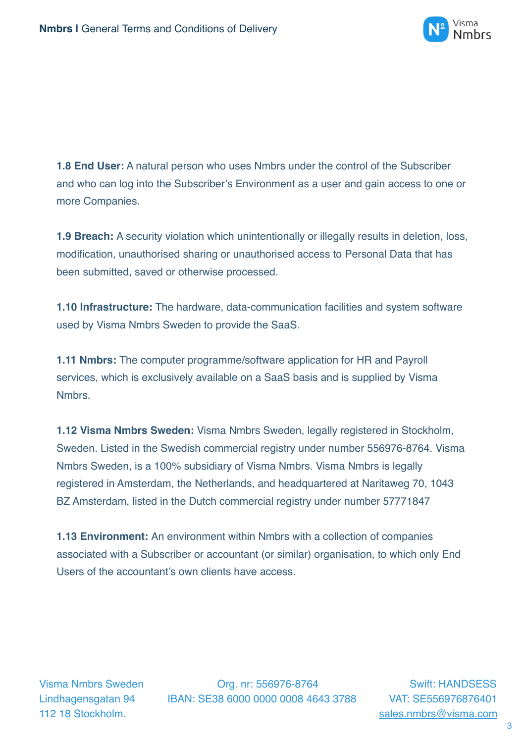**1.8 End User:** A natural person who uses Nmbrs under the control of the Subscriber and who can log into the Subscriber's Environment as a user and gain access to one or more Companies.

**1.9 Breach:** A security violation which unintentionally or illegally results in deletion, loss, modification, unauthorised sharing or unauthorised access to Personal Data that has been submitted, saved or otherwise processed.

**1.10 Infrastructure:** The hardware, data-communication facilities and system software used by Visma Nmbrs Sweden to provide the SaaS.

**1.11 Nmbrs:** The computer programme/software application for HR and Payroll services, which is exclusively available on a SaaS basis and is supplied by Visma Nmbrs.

**1.12 Visma Nmbrs Sweden:** Visma Nmbrs Sweden, legally registered in Stockholm, Sweden. Listed in the Swedish commercial registry under number 556976-8764. Visma Nmbrs Sweden, is a 100% subsidiary of Visma Nmbrs. Visma Nmbrs is legally registered in Amsterdam, the Netherlands, and headquartered at Naritaweg 70, 1043 BZ Amsterdam, listed in the Dutch commercial registry under number 57771847

**1.13 Environment:** An environment within Nmbrs with a collection of companies associated with a Subscriber or accountant (or similar) organisation, to which only End Users of the accountant's own clients have access.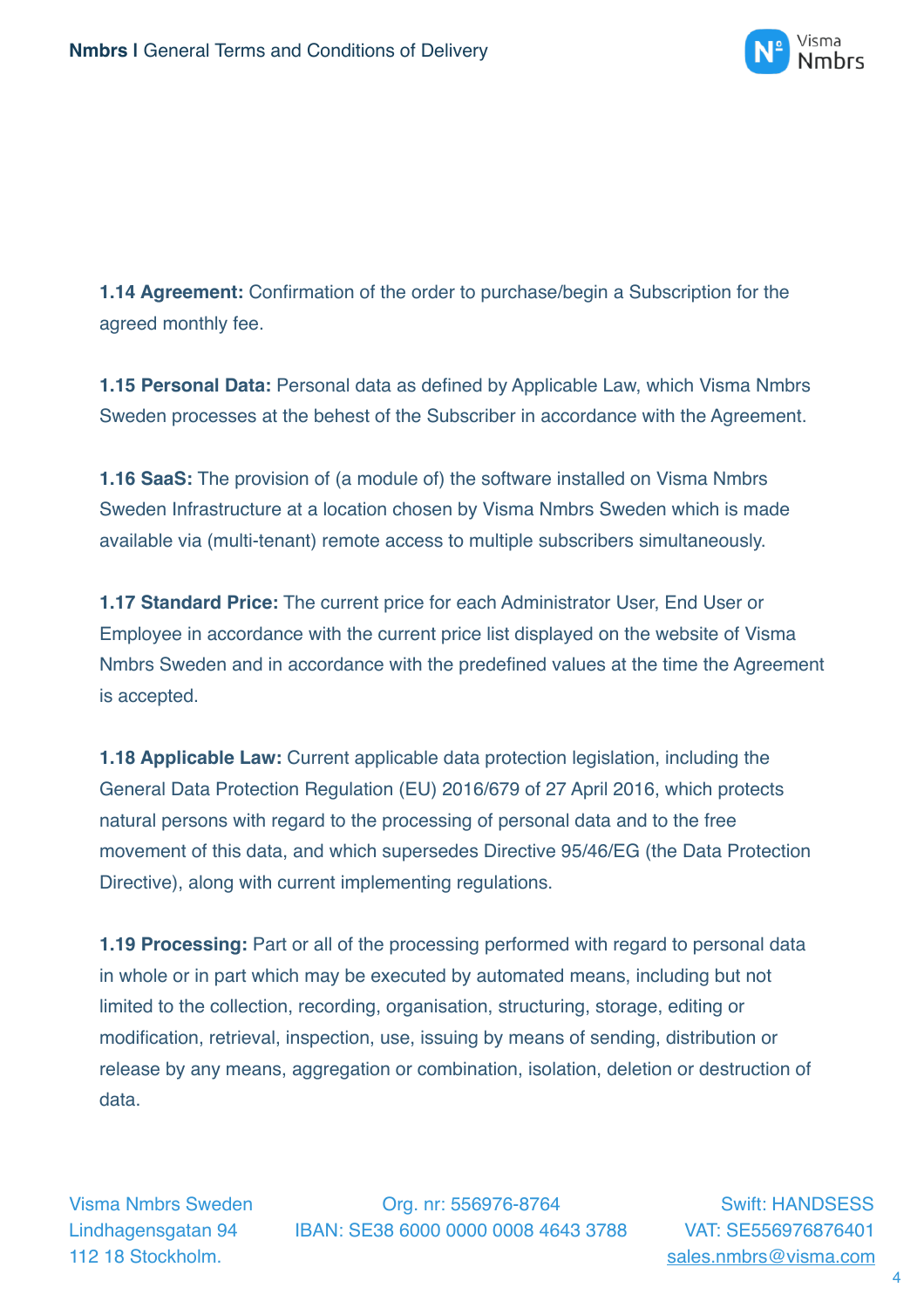**1.14 Agreement:** Confirmation of the order to purchase/begin a Subscription for the agreed monthly fee.

**1.15 Personal Data:** Personal data as defined by Applicable Law, which Visma Nmbrs Sweden processes at the behest of the Subscriber in accordance with the Agreement.

**1.16 SaaS:** The provision of (a module of) the software installed on Visma Nmbrs Sweden Infrastructure at a location chosen by Visma Nmbrs Sweden which is made available via (multi-tenant) remote access to multiple subscribers simultaneously.

**1.17 Standard Price:** The current price for each Administrator User, End User or Employee in accordance with the current price list displayed on the website of Visma Nmbrs Sweden and in accordance with the predefined values at the time the Agreement is accepted.

**1.18 Applicable Law:** Current applicable data protection legislation, including the General Data Protection Regulation (EU) 2016/679 of 27 April 2016, which protects natural persons with regard to the processing of personal data and to the free movement of this data, and which supersedes Directive 95/46/EG (the Data Protection Directive), along with current implementing regulations.

**1.19 Processing:** Part or all of the processing performed with regard to personal data in whole or in part which may be executed by automated means, including but not limited to the collection, recording, organisation, structuring, storage, editing or modification, retrieval, inspection, use, issuing by means of sending, distribution or release by any means, aggregation or combination, isolation, deletion or destruction of data.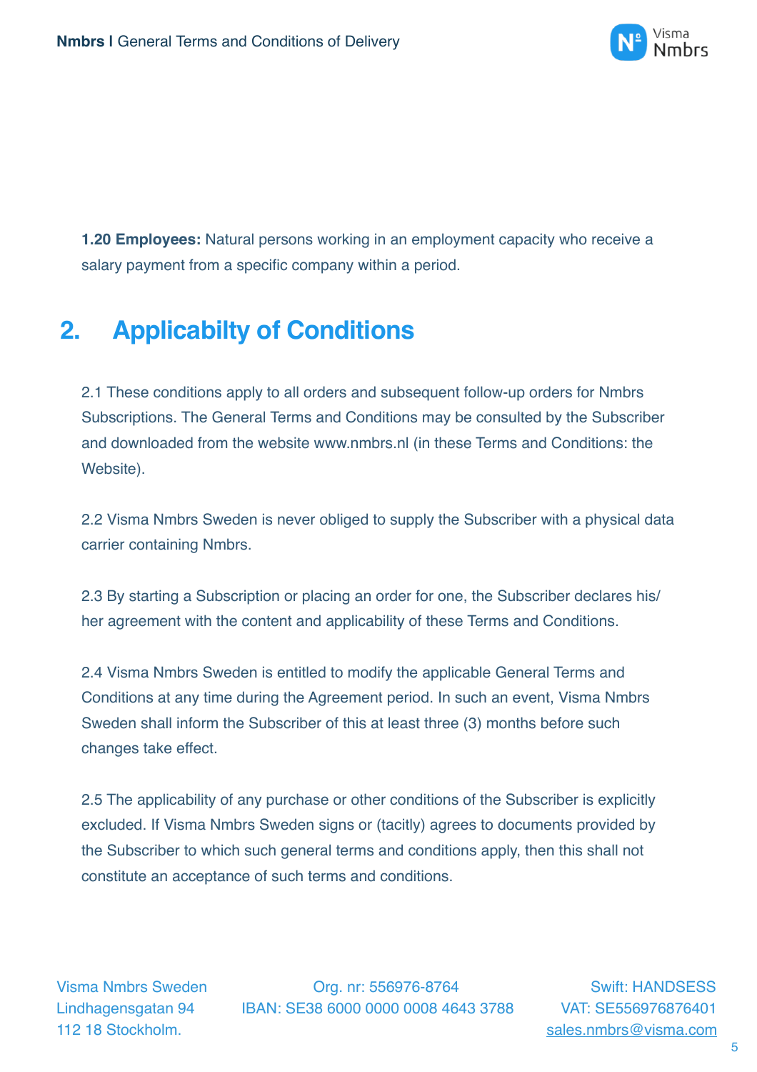**1.20 Employees:** Natural persons working in an employment capacity who receive a salary payment from a specific company within a period.

## 2. Applicabilty of Conditions

2.1 These conditions apply to all orders and subsequent follow-up orders for Nmbrs Subscriptions. The General Terms and Conditions may be consulted by the Subscriber and downloaded from the website www.nmbrs.nl (in these Terms and Conditions: the Website).

2.2 Visma Nmbrs Sweden is never obliged to supply the Subscriber with a physical data carrier containing Nmbrs.

2.3 By starting a Subscription or placing an order for one, the Subscriber declares his/her agreement with the content and applicability of these Terms and Conditions.

2.4 Visma Nmbrs Sweden is entitled to modify the applicable General Terms and Conditions at any time during the Agreement period. In such an event, Visma Nmbrs Sweden shall inform the Subscriber of this at least three (3) months before such changes take effect.

2.5 The applicability of any purchase or other conditions of the Subscriber is explicitly excluded. If Visma Nmbrs Sweden signs or (tacitly) agrees to documents provided by the Subscriber to which such general terms and conditions apply, then this shall not constitute an acceptance of such terms and conditions.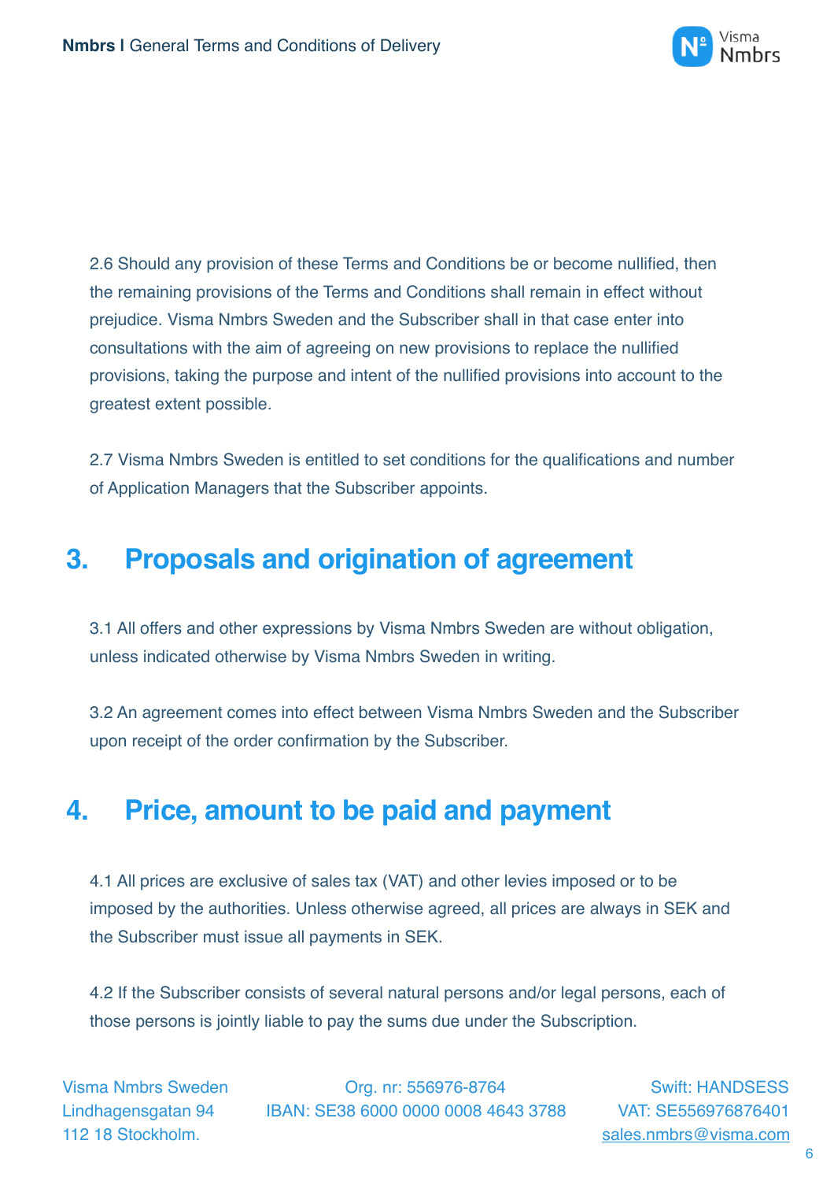2.6 Should any provision of these Terms and Conditions be or become nullified, then the remaining provisions of the Terms and Conditions shall remain in effect without prejudice. Visma Nmbrs Sweden and the Subscriber shall in that case enter into consultations with the aim of agreeing on new provisions to replace the nullified provisions, taking the purpose and intent of the nullified provisions into account to the greatest extent possible.

2.7 Visma Nmbrs Sweden is entitled to set conditions for the qualifications and number of Application Managers that the Subscriber appoints.

## 3. Proposals and origination of agreement

3.1 All offers and other expressions by Visma Nmbrs Sweden are without obligation, unless indicated otherwise by Visma Nmbrs Sweden in writing.

3.2 An agreement comes into effect between Visma Nmbrs Sweden and the Subscriber upon receipt of the order confirmation by the Subscriber.

## 4. Price, amount to be paid and payment

4.1 All prices are exclusive of sales tax (VAT) and other levies imposed or to be imposed by the authorities. Unless otherwise agreed, all prices are always in SEK and the Subscriber must issue all payments in SEK.

4.2 If the Subscriber consists of several natural persons and/or legal persons, each of those persons is jointly liable to pay the sums due under the Subscription.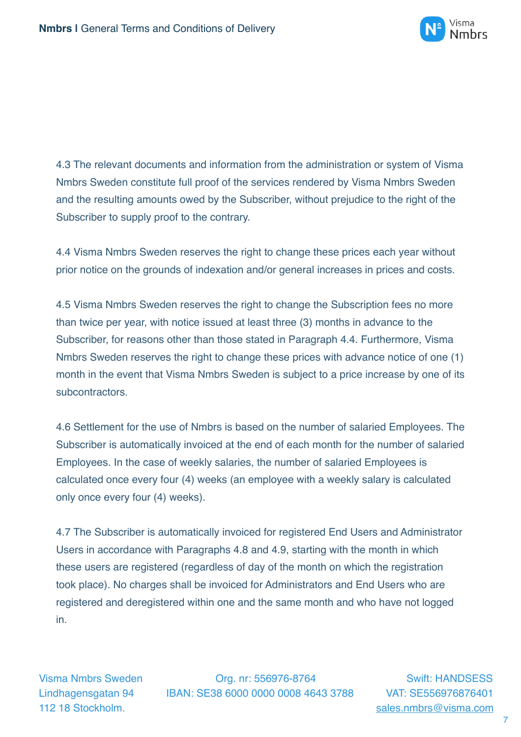4.3 The relevant documents and information from the administration or system of Visma Nmbrs Sweden constitute full proof of the services rendered by Visma Nmbrs Sweden and the resulting amounts owed by the Subscriber, without prejudice to the right of the Subscriber to supply proof to the contrary.

4.4 Visma Nmbrs Sweden reserves the right to change these prices each year without prior notice on the grounds of indexation and/or general increases in prices and costs.

4.5 Visma Nmbrs Sweden reserves the right to change the Subscription fees no more than twice per year, with notice issued at least three (3) months in advance to the Subscriber, for reasons other than those stated in Paragraph 4.4. Furthermore, Visma Nmbrs Sweden reserves the right to change these prices with advance notice of one (1) month in the event that Visma Nmbrs Sweden is subject to a price increase by one of its subcontractors.

4.6 Settlement for the use of Nmbrs is based on the number of salaried Employees. The Subscriber is automatically invoiced at the end of each month for the number of salaried Employees. In the case of weekly salaries, the number of salaried Employees is calculated once every four (4) weeks (an employee with a weekly salary is calculated only once every four (4) weeks).

4.7 The Subscriber is automatically invoiced for registered End Users and Administrator Users in accordance with Paragraphs 4.8 and 4.9, starting with the month in which these users are registered (regardless of day of the month on which the registration took place). No charges shall be invoiced for Administrators and End Users who are registered and deregistered within one and the same month and who have not logged in.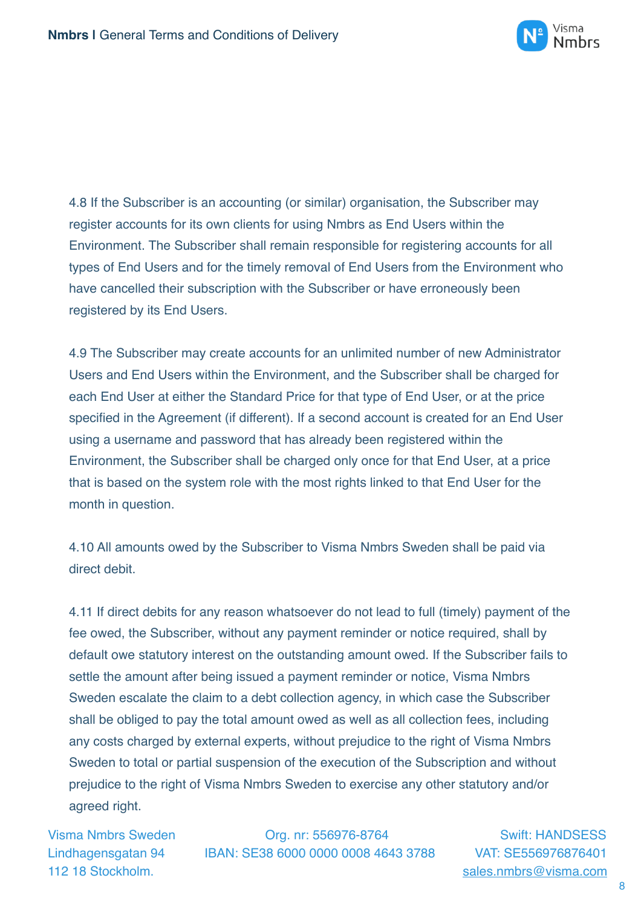4.8 If the Subscriber is an accounting (or similar) organisation, the Subscriber may register accounts for its own clients for using Nmbrs as End Users within the Environment. The Subscriber shall remain responsible for registering accounts for all types of End Users and for the timely removal of End Users from the Environment who have cancelled their subscription with the Subscriber or have erroneously been registered by its End Users.

4.9 The Subscriber may create accounts for an unlimited number of new Administrator Users and End Users within the Environment, and the Subscriber shall be charged for each End User at either the Standard Price for that type of End User, or at the price specified in the Agreement (if different). If a second account is created for an End User using a username and password that has already been registered within the Environment, the Subscriber shall be charged only once for that End User, at a price that is based on the system role with the most rights linked to that End User for the month in question.

4.10 All amounts owed by the Subscriber to Visma Nmbrs Sweden shall be paid via direct debit.

4.11 If direct debits for any reason whatsoever do not lead to full (timely) payment of the fee owed, the Subscriber, without any payment reminder or notice required, shall by default owe statutory interest on the outstanding amount owed. If the Subscriber fails to settle the amount after being issued a payment reminder or notice, Visma Nmbrs Sweden escalate the claim to a debt collection agency, in which case the Subscriber shall be obliged to pay the total amount owed as well as all collection fees, including any costs charged by external experts, without prejudice to the right of Visma Nmbrs Sweden to total or partial suspension of the execution of the Subscription and without prejudice to the right of Visma Nmbrs Sweden to exercise any other statutory and/or agreed right.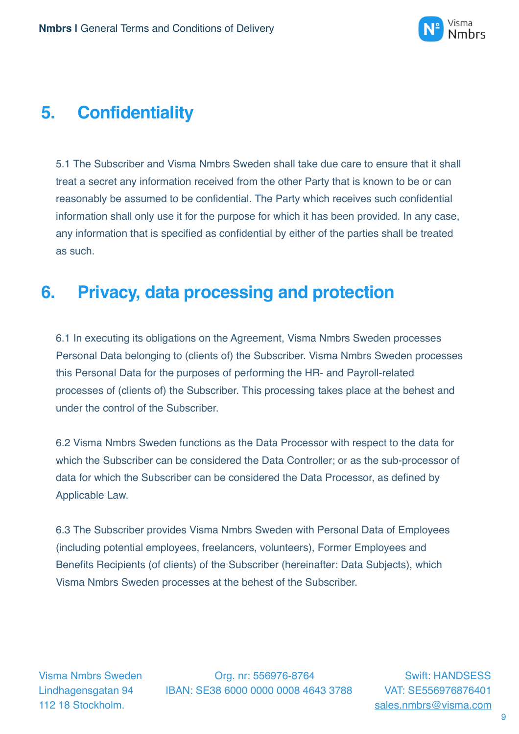## 5. Confidentiality

5.1 The Subscriber and Visma Nmbrs Sweden shall take due care to ensure that it shall treat a secret any information received from the other Party that is known to be or can reasonably be assumed to be confidential. The Party which receives such confidential information shall only use it for the purpose for which it has been provided. In any case, any information that is specified as confidential by either of the parties shall be treated as such.

## 6. Privacy, data processing and protection

6.1 In executing its obligations on the Agreement, Visma Nmbrs Sweden processes Personal Data belonging to (clients of) the Subscriber. Visma Nmbrs Sweden processes this Personal Data for the purposes of performing the HR- and Payroll-related processes of (clients of) the Subscriber. This processing takes place at the behest and under the control of the Subscriber.

6.2 Visma Nmbrs Sweden functions as the Data Processor with respect to the data for which the Subscriber can be considered the Data Controller; or as the sub-processor of data for which the Subscriber can be considered the Data Processor, as defined by Applicable Law.

6.3 The Subscriber provides Visma Nmbrs Sweden with Personal Data of Employees (including potential employees, freelancers, volunteers), Former Employees and Benefits Recipients (of clients) of the Subscriber (hereinafter: Data Subjects), which Visma Nmbrs Sweden processes at the behest of the Subscriber.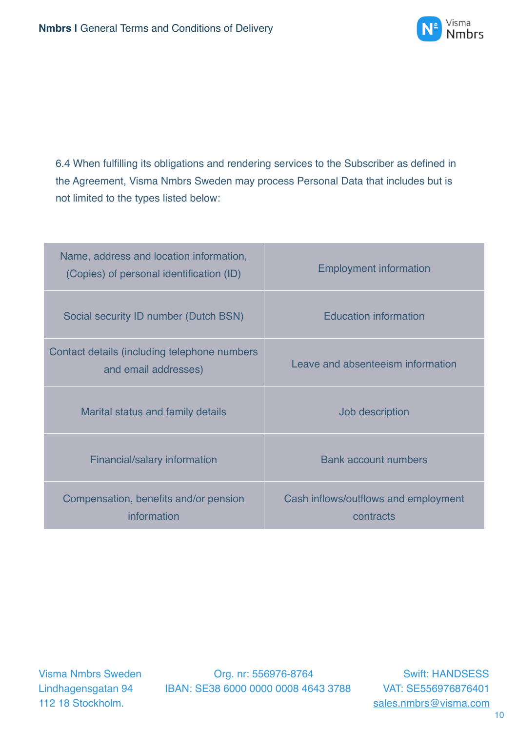6.4 When fulfilling its obligations and rendering services to the Subscriber as defined in the Agreement, Visma Nmbrs Sweden may process Personal Data that includes but is not limited to the types listed below:

| | |
|---|---|
| Name, address and location information, (Copies) of personal identification (ID) | Employment information |
| Social security ID number (Dutch BSN) | Education information |
| Contact details (including telephone numbers and email addresses) | Leave and absenteeism information |
| Marital status and family details | Job description |
| Financial/salary information | Bank account numbers |
| Compensation, benefits and/or pension information | Cash inflows/outflows and employment contracts |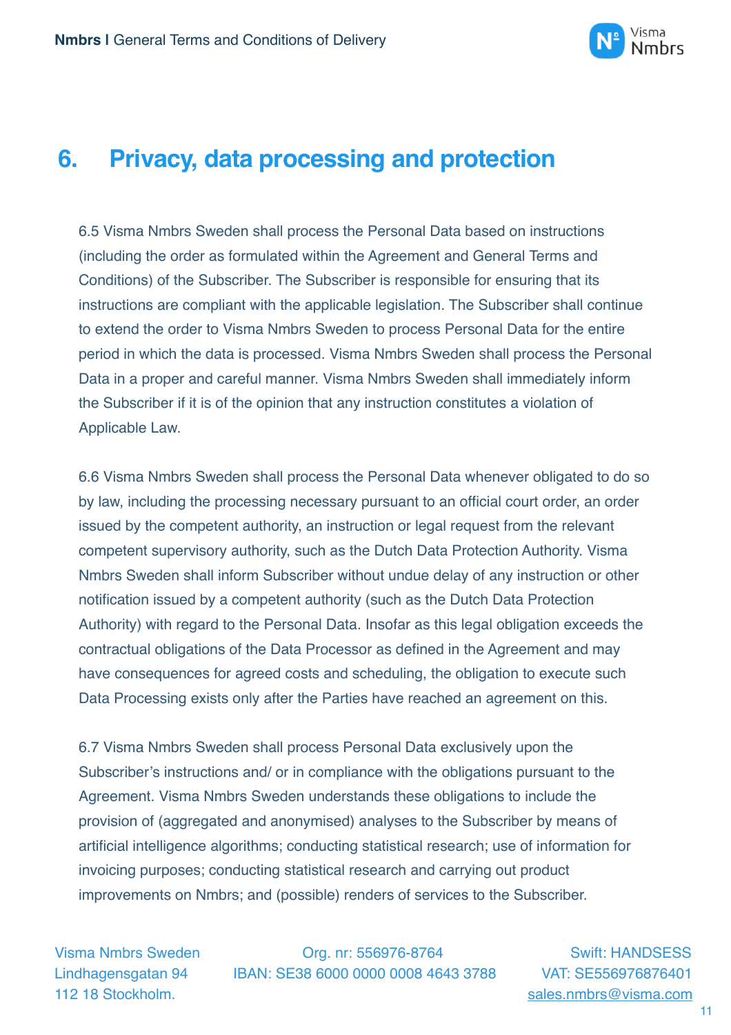# 6. Privacy, data processing and protection

6.5 Visma Nmbrs Sweden shall process the Personal Data based on instructions (including the order as formulated within the Agreement and General Terms and Conditions) of the Subscriber. The Subscriber is responsible for ensuring that its instructions are compliant with the applicable legislation. The Subscriber shall continue to extend the order to Visma Nmbrs Sweden to process Personal Data for the entire period in which the data is processed. Visma Nmbrs Sweden shall process the Personal Data in a proper and careful manner. Visma Nmbrs Sweden shall immediately inform the Subscriber if it is of the opinion that any instruction constitutes a violation of Applicable Law.

6.6 Visma Nmbrs Sweden shall process the Personal Data whenever obligated to do so by law, including the processing necessary pursuant to an official court order, an order issued by the competent authority, an instruction or legal request from the relevant competent supervisory authority, such as the Dutch Data Protection Authority. Visma Nmbrs Sweden shall inform Subscriber without undue delay of any instruction or other notification issued by a competent authority (such as the Dutch Data Protection Authority) with regard to the Personal Data. Insofar as this legal obligation exceeds the contractual obligations of the Data Processor as defined in the Agreement and may have consequences for agreed costs and scheduling, the obligation to execute such Data Processing exists only after the Parties have reached an agreement on this.

6.7 Visma Nmbrs Sweden shall process Personal Data exclusively upon the Subscriber's instructions and/ or in compliance with the obligations pursuant to the Agreement. Visma Nmbrs Sweden understands these obligations to include the provision of (aggregated and anonymised) analyses to the Subscriber by means of artificial intelligence algorithms; conducting statistical research; use of information for invoicing purposes; conducting statistical research and carrying out product improvements on Nmbrs; and (possible) renders of services to the Subscriber.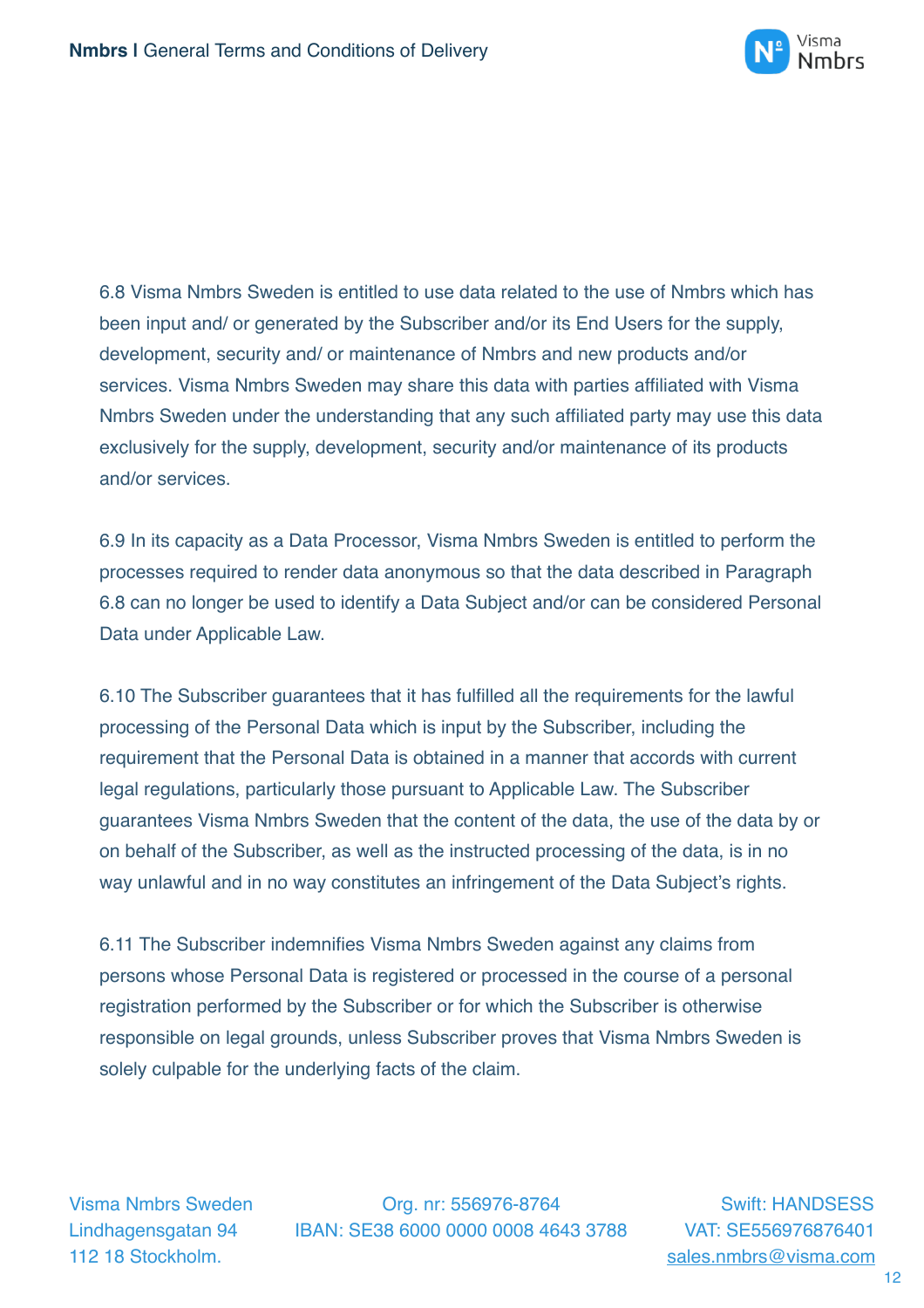6.8 Visma Nmbrs Sweden is entitled to use data related to the use of Nmbrs which has been input and/ or generated by the Subscriber and/or its End Users for the supply, development, security and/ or maintenance of Nmbrs and new products and/or services. Visma Nmbrs Sweden may share this data with parties affiliated with Visma Nmbrs Sweden under the understanding that any such affiliated party may use this data exclusively for the supply, development, security and/or maintenance of its products and/or services.

6.9 In its capacity as a Data Processor, Visma Nmbrs Sweden is entitled to perform the processes required to render data anonymous so that the data described in Paragraph 6.8 can no longer be used to identify a Data Subject and/or can be considered Personal Data under Applicable Law.

6.10 The Subscriber guarantees that it has fulfilled all the requirements for the lawful processing of the Personal Data which is input by the Subscriber, including the requirement that the Personal Data is obtained in a manner that accords with current legal regulations, particularly those pursuant to Applicable Law. The Subscriber guarantees Visma Nmbrs Sweden that the content of the data, the use of the data by or on behalf of the Subscriber, as well as the instructed processing of the data, is in no way unlawful and in no way constitutes an infringement of the Data Subject's rights.

6.11 The Subscriber indemnifies Visma Nmbrs Sweden against any claims from persons whose Personal Data is registered or processed in the course of a personal registration performed by the Subscriber or for which the Subscriber is otherwise responsible on legal grounds, unless Subscriber proves that Visma Nmbrs Sweden is solely culpable for the underlying facts of the claim.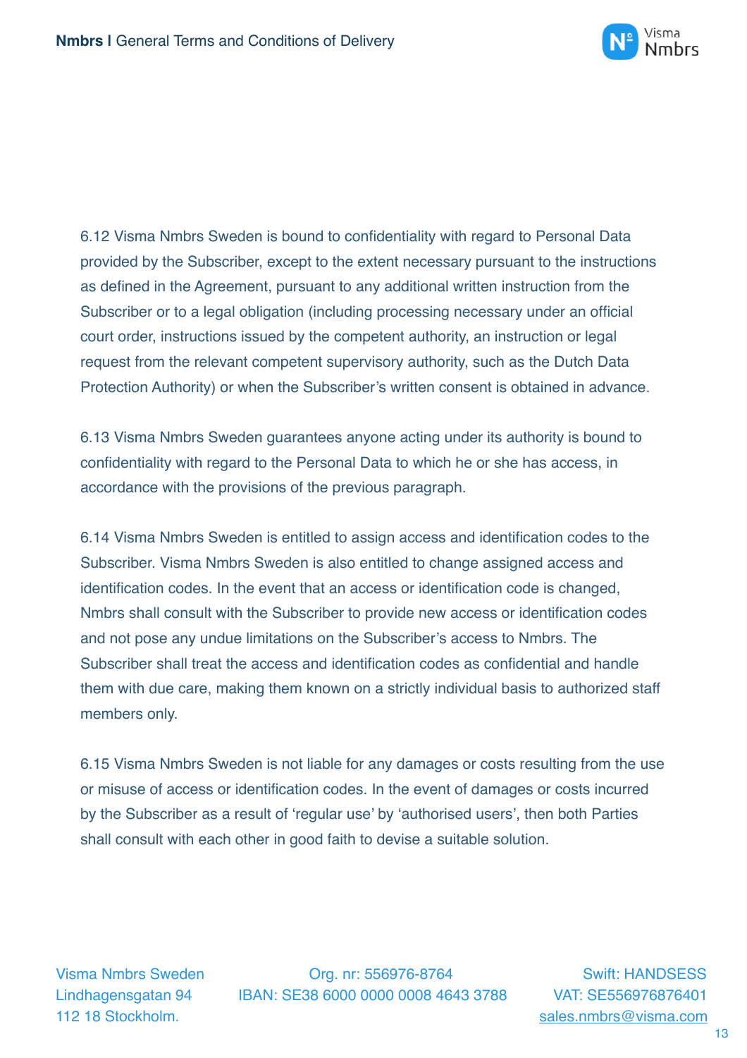6.12 Visma Nmbrs Sweden is bound to confidentiality with regard to Personal Data provided by the Subscriber, except to the extent necessary pursuant to the instructions as defined in the Agreement, pursuant to any additional written instruction from the Subscriber or to a legal obligation (including processing necessary under an official court order, instructions issued by the competent authority, an instruction or legal request from the relevant competent supervisory authority, such as the Dutch Data Protection Authority) or when the Subscriber's written consent is obtained in advance.

6.13 Visma Nmbrs Sweden guarantees anyone acting under its authority is bound to confidentiality with regard to the Personal Data to which he or she has access, in accordance with the provisions of the previous paragraph.

6.14 Visma Nmbrs Sweden is entitled to assign access and identification codes to the Subscriber. Visma Nmbrs Sweden is also entitled to change assigned access and identification codes. In the event that an access or identification code is changed, Nmbrs shall consult with the Subscriber to provide new access or identification codes and not pose any undue limitations on the Subscriber's access to Nmbrs. The Subscriber shall treat the access and identification codes as confidential and handle them with due care, making them known on a strictly individual basis to authorized staff members only.

6.15 Visma Nmbrs Sweden is not liable for any damages or costs resulting from the use or misuse of access or identification codes. In the event of damages or costs incurred by the Subscriber as a result of 'regular use' by 'authorised users', then both Parties shall consult with each other in good faith to devise a suitable solution.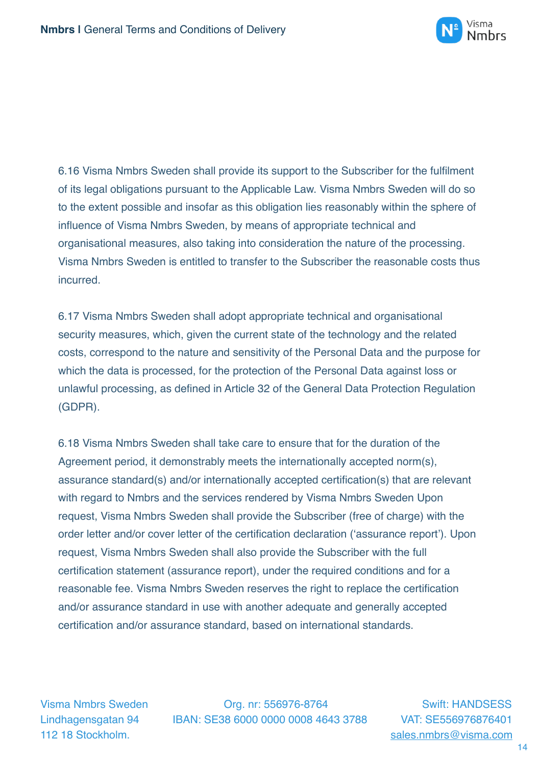6.16 Visma Nmbrs Sweden shall provide its support to the Subscriber for the fulfilment of its legal obligations pursuant to the Applicable Law. Visma Nmbrs Sweden will do so to the extent possible and insofar as this obligation lies reasonably within the sphere of influence of Visma Nmbrs Sweden, by means of appropriate technical and organisational measures, also taking into consideration the nature of the processing. Visma Nmbrs Sweden is entitled to transfer to the Subscriber the reasonable costs thus incurred.

6.17 Visma Nmbrs Sweden shall adopt appropriate technical and organisational security measures, which, given the current state of the technology and the related costs, correspond to the nature and sensitivity of the Personal Data and the purpose for which the data is processed, for the protection of the Personal Data against loss or unlawful processing, as defined in Article 32 of the General Data Protection Regulation (GDPR).

6.18 Visma Nmbrs Sweden shall take care to ensure that for the duration of the Agreement period, it demonstrably meets the internationally accepted norm(s), assurance standard(s) and/or internationally accepted certification(s) that are relevant with regard to Nmbrs and the services rendered by Visma Nmbrs Sweden Upon request, Visma Nmbrs Sweden shall provide the Subscriber (free of charge) with the order letter and/or cover letter of the certification declaration ('assurance report'). Upon request, Visma Nmbrs Sweden shall also provide the Subscriber with the full certification statement (assurance report), under the required conditions and for a reasonable fee. Visma Nmbrs Sweden reserves the right to replace the certification and/or assurance standard in use with another adequate and generally accepted certification and/or assurance standard, based on international standards.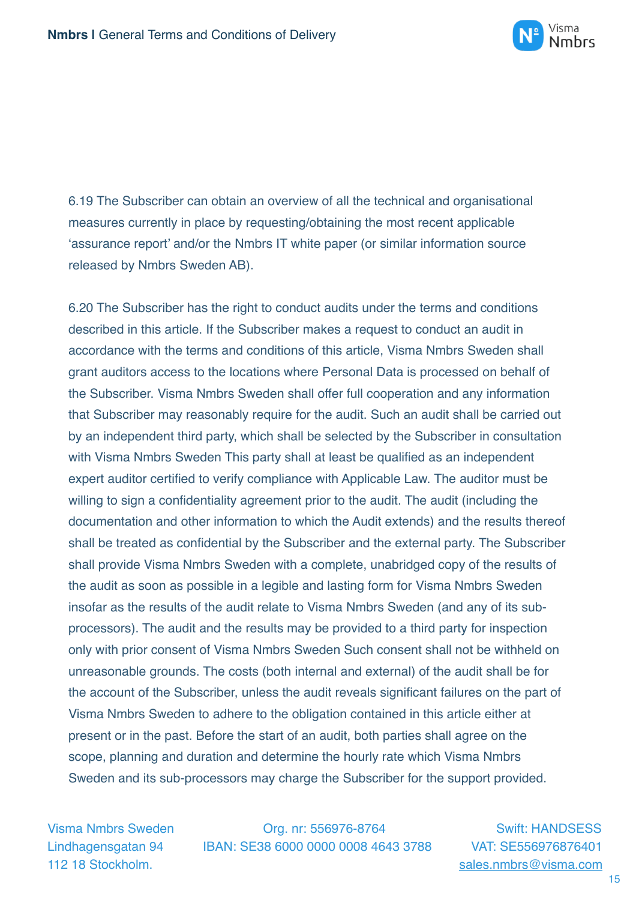6.19 The Subscriber can obtain an overview of all the technical and organisational measures currently in place by requesting/obtaining the most recent applicable 'assurance report' and/or the Nmbrs IT white paper (or similar information source released by Nmbrs Sweden AB).

6.20 The Subscriber has the right to conduct audits under the terms and conditions described in this article. If the Subscriber makes a request to conduct an audit in accordance with the terms and conditions of this article, Visma Nmbrs Sweden shall grant auditors access to the locations where Personal Data is processed on behalf of the Subscriber. Visma Nmbrs Sweden shall offer full cooperation and any information that Subscriber may reasonably require for the audit. Such an audit shall be carried out by an independent third party, which shall be selected by the Subscriber in consultation with Visma Nmbrs Sweden This party shall at least be qualified as an independent expert auditor certified to verify compliance with Applicable Law. The auditor must be willing to sign a confidentiality agreement prior to the audit. The audit (including the documentation and other information to which the Audit extends) and the results thereof shall be treated as confidential by the Subscriber and the external party. The Subscriber shall provide Visma Nmbrs Sweden with a complete, unabridged copy of the results of the audit as soon as possible in a legible and lasting form for Visma Nmbrs Sweden insofar as the results of the audit relate to Visma Nmbrs Sweden (and any of its sub-processors). The audit and the results may be provided to a third party for inspection only with prior consent of Visma Nmbrs Sweden Such consent shall not be withheld on unreasonable grounds. The costs (both internal and external) of the audit shall be for the account of the Subscriber, unless the audit reveals significant failures on the part of Visma Nmbrs Sweden to adhere to the obligation contained in this article either at present or in the past. Before the start of an audit, both parties shall agree on the scope, planning and duration and determine the hourly rate which Visma Nmbrs Sweden and its sub-processors may charge the Subscriber for the support provided.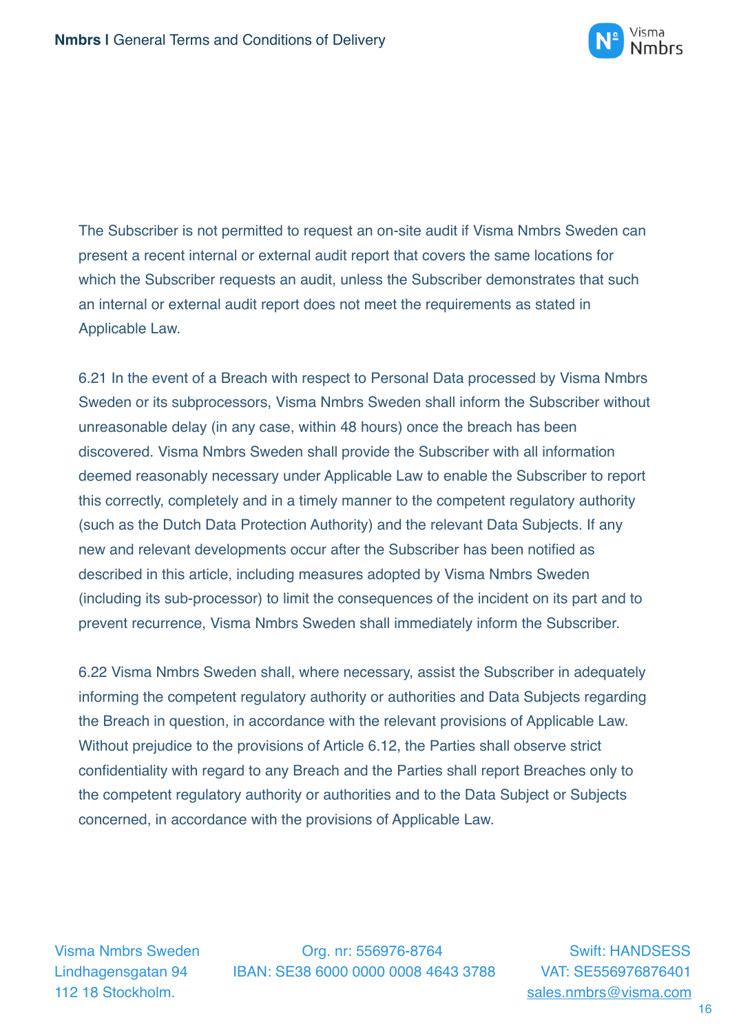The Subscriber is not permitted to request an on-site audit if Visma Nmbrs Sweden can present a recent internal or external audit report that covers the same locations for which the Subscriber requests an audit, unless the Subscriber demonstrates that such an internal or external audit report does not meet the requirements as stated in Applicable Law.

6.21 In the event of a Breach with respect to Personal Data processed by Visma Nmbrs Sweden or its subprocessors, Visma Nmbrs Sweden shall inform the Subscriber without unreasonable delay (in any case, within 48 hours) once the breach has been discovered. Visma Nmbrs Sweden shall provide the Subscriber with all information deemed reasonably necessary under Applicable Law to enable the Subscriber to report this correctly, completely and in a timely manner to the competent regulatory authority (such as the Dutch Data Protection Authority) and the relevant Data Subjects. If any new and relevant developments occur after the Subscriber has been notified as described in this article, including measures adopted by Visma Nmbrs Sweden (including its sub-processor) to limit the consequences of the incident on its part and to prevent recurrence, Visma Nmbrs Sweden shall immediately inform the Subscriber.

6.22 Visma Nmbrs Sweden shall, where necessary, assist the Subscriber in adequately informing the competent regulatory authority or authorities and Data Subjects regarding the Breach in question, in accordance with the relevant provisions of Applicable Law. Without prejudice to the provisions of Article 6.12, the Parties shall observe strict confidentiality with regard to any Breach and the Parties shall report Breaches only to the competent regulatory authority or authorities and to the Data Subject or Subjects concerned, in accordance with the provisions of Applicable Law.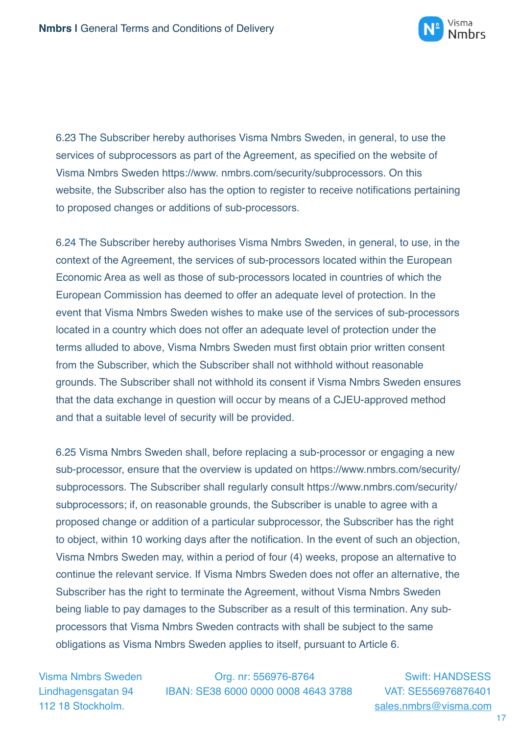6.23 The Subscriber hereby authorises Visma Nmbrs Sweden, in general, to use the services of subprocessors as part of the Agreement, as specified on the website of Visma Nmbrs Sweden https://www. nmbrs.com/security/subprocessors. On this website, the Subscriber also has the option to register to receive notifications pertaining to proposed changes or additions of sub-processors.

6.24 The Subscriber hereby authorises Visma Nmbrs Sweden, in general, to use, in the context of the Agreement, the services of sub-processors located within the European Economic Area as well as those of sub-processors located in countries of which the European Commission has deemed to offer an adequate level of protection. In the event that Visma Nmbrs Sweden wishes to make use of the services of sub-processors located in a country which does not offer an adequate level of protection under the terms alluded to above, Visma Nmbrs Sweden must first obtain prior written consent from the Subscriber, which the Subscriber shall not withhold without reasonable grounds. The Subscriber shall not withhold its consent if Visma Nmbrs Sweden ensures that the data exchange in question will occur by means of a CJEU-approved method and that a suitable level of security will be provided.

6.25 Visma Nmbrs Sweden shall, before replacing a sub-processor or engaging a new sub-processor, ensure that the overview is updated on https://www.nmbrs.com/security/subprocessors. The Subscriber shall regularly consult https://www.nmbrs.com/security/subprocessors; if, on reasonable grounds, the Subscriber is unable to agree with a proposed change or addition of a particular subprocessor, the Subscriber has the right to object, within 10 working days after the notification. In the event of such an objection, Visma Nmbrs Sweden may, within a period of four (4) weeks, propose an alternative to continue the relevant service. If Visma Nmbrs Sweden does not offer an alternative, the Subscriber has the right to terminate the Agreement, without Visma Nmbrs Sweden being liable to pay damages to the Subscriber as a result of this termination. Any sub-processors that Visma Nmbrs Sweden contracts with shall be subject to the same obligations as Visma Nmbrs Sweden applies to itself, pursuant to Article 6.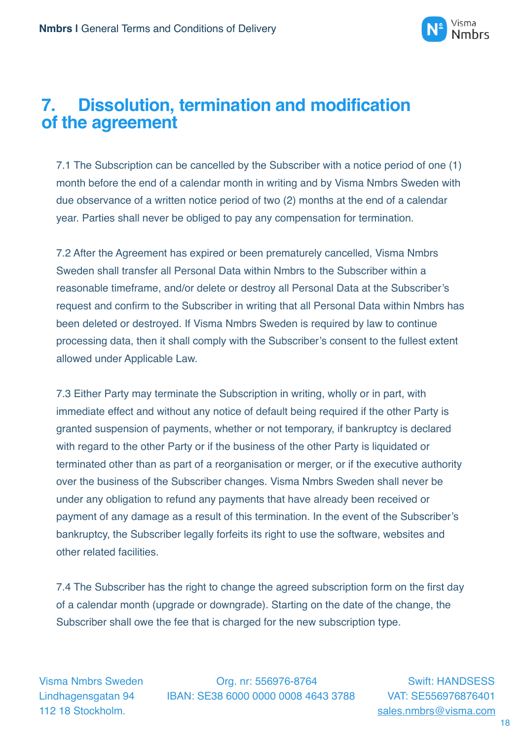# 7. Dissolution, termination and modification of the agreement

7.1 The Subscription can be cancelled by the Subscriber with a notice period of one (1) month before the end of a calendar month in writing and by Visma Nmbrs Sweden with due observance of a written notice period of two (2) months at the end of a calendar year. Parties shall never be obliged to pay any compensation for termination.

7.2 After the Agreement has expired or been prematurely cancelled, Visma Nmbrs Sweden shall transfer all Personal Data within Nmbrs to the Subscriber within a reasonable timeframe, and/or delete or destroy all Personal Data at the Subscriber's request and confirm to the Subscriber in writing that all Personal Data within Nmbrs has been deleted or destroyed. If Visma Nmbrs Sweden is required by law to continue processing data, then it shall comply with the Subscriber's consent to the fullest extent allowed under Applicable Law.

7.3 Either Party may terminate the Subscription in writing, wholly or in part, with immediate effect and without any notice of default being required if the other Party is granted suspension of payments, whether or not temporary, if bankruptcy is declared with regard to the other Party or if the business of the other Party is liquidated or terminated other than as part of a reorganisation or merger, or if the executive authority over the business of the Subscriber changes. Visma Nmbrs Sweden shall never be under any obligation to refund any payments that have already been received or payment of any damage as a result of this termination. In the event of the Subscriber's bankruptcy, the Subscriber legally forfeits its right to use the software, websites and other related facilities.

7.4 The Subscriber has the right to change the agreed subscription form on the first day of a calendar month (upgrade or downgrade). Starting on the date of the change, the Subscriber shall owe the fee that is charged for the new subscription type.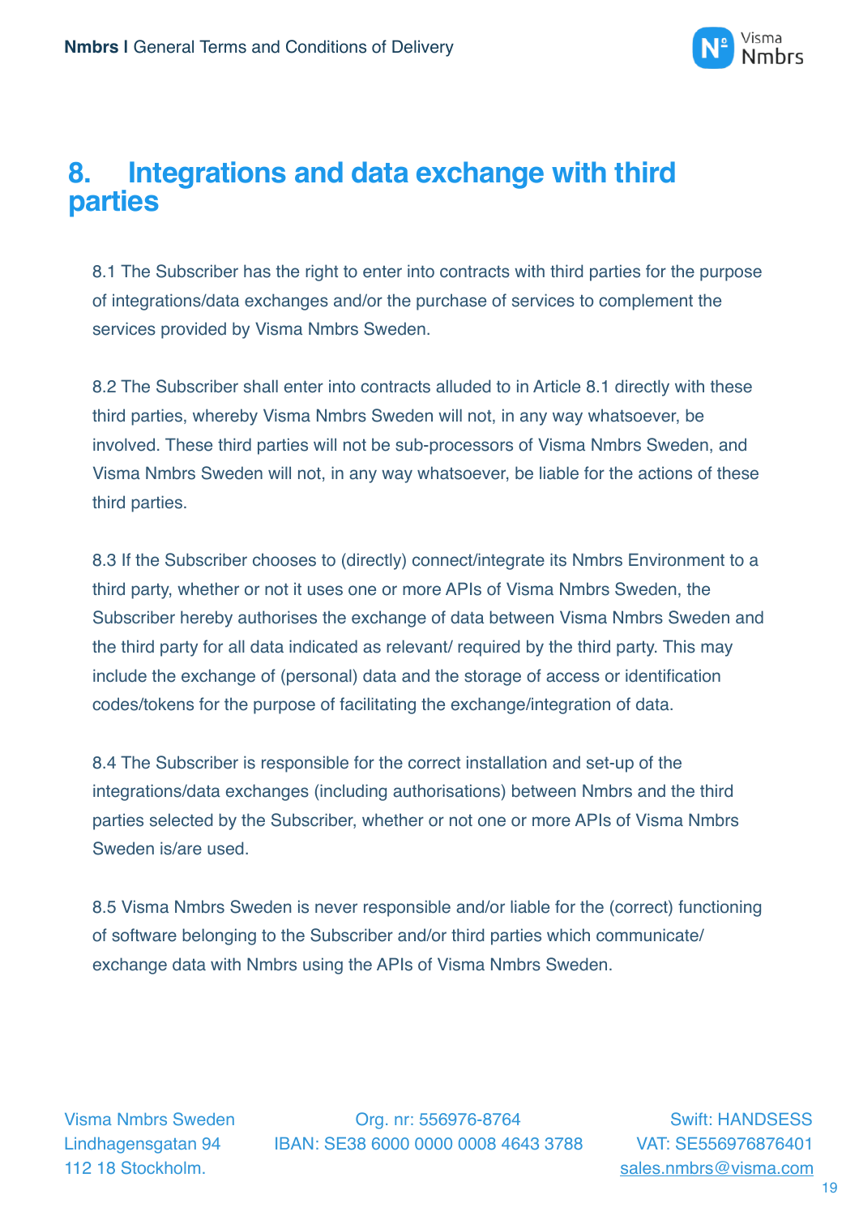# 8. Integrations and data exchange with third parties

8.1 The Subscriber has the right to enter into contracts with third parties for the purpose of integrations/data exchanges and/or the purchase of services to complement the services provided by Visma Nmbrs Sweden.

8.2 The Subscriber shall enter into contracts alluded to in Article 8.1 directly with these third parties, whereby Visma Nmbrs Sweden will not, in any way whatsoever, be involved. These third parties will not be sub-processors of Visma Nmbrs Sweden, and Visma Nmbrs Sweden will not, in any way whatsoever, be liable for the actions of these third parties.

8.3 If the Subscriber chooses to (directly) connect/integrate its Nmbrs Environment to a third party, whether or not it uses one or more APIs of Visma Nmbrs Sweden, the Subscriber hereby authorises the exchange of data between Visma Nmbrs Sweden and the third party for all data indicated as relevant/ required by the third party. This may include the exchange of (personal) data and the storage of access or identification codes/tokens for the purpose of facilitating the exchange/integration of data.

8.4 The Subscriber is responsible for the correct installation and set-up of the integrations/data exchanges (including authorisations) between Nmbrs and the third parties selected by the Subscriber, whether or not one or more APIs of Visma Nmbrs Sweden is/are used.

8.5 Visma Nmbrs Sweden is never responsible and/or liable for the (correct) functioning of software belonging to the Subscriber and/or third parties which communicate/ exchange data with Nmbrs using the APIs of Visma Nmbrs Sweden.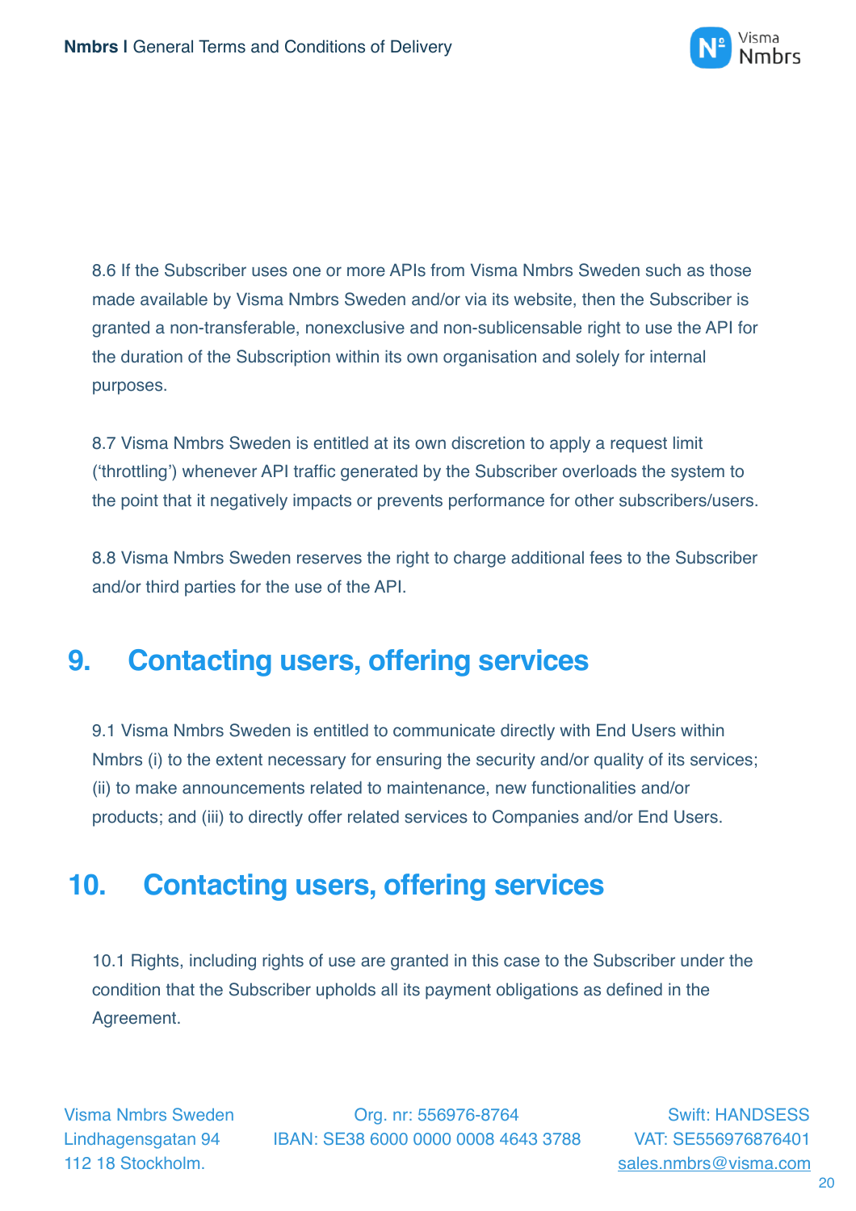8.6 If the Subscriber uses one or more APIs from Visma Nmbrs Sweden such as those made available by Visma Nmbrs Sweden and/or via its website, then the Subscriber is granted a non-transferable, nonexclusive and non-sublicensable right to use the API for the duration of the Subscription within its own organisation and solely for internal purposes.

8.7 Visma Nmbrs Sweden is entitled at its own discretion to apply a request limit ('throttling') whenever API traffic generated by the Subscriber overloads the system to the point that it negatively impacts or prevents performance for other subscribers/users.

8.8 Visma Nmbrs Sweden reserves the right to charge additional fees to the Subscriber and/or third parties for the use of the API.

## 9. Contacting users, offering services

9.1 Visma Nmbrs Sweden is entitled to communicate directly with End Users within Nmbrs (i) to the extent necessary for ensuring the security and/or quality of its services; (ii) to make announcements related to maintenance, new functionalities and/or products; and (iii) to directly offer related services to Companies and/or End Users.

## 10. Contacting users, offering services

10.1 Rights, including rights of use are granted in this case to the Subscriber under the condition that the Subscriber upholds all its payment obligations as defined in the Agreement.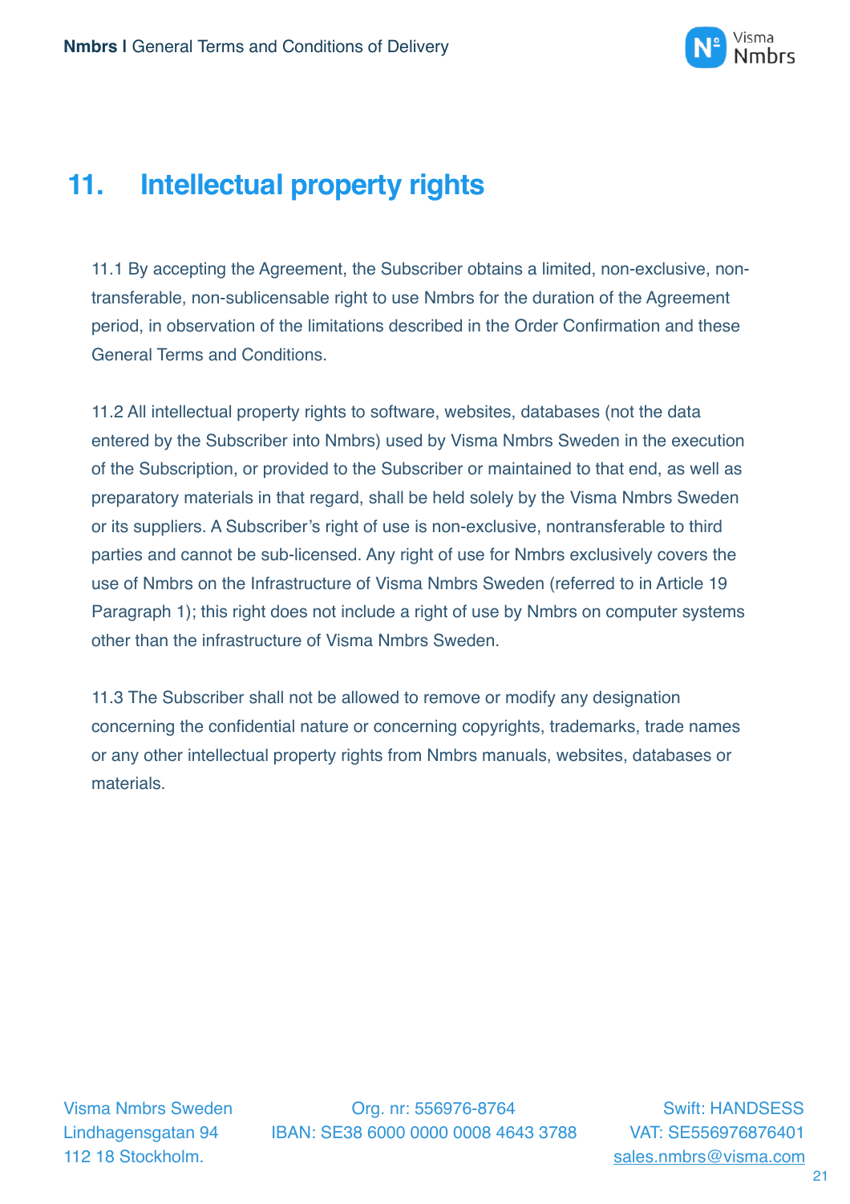# 11. Intellectual property rights

11.1 By accepting the Agreement, the Subscriber obtains a limited, non-exclusive, non-transferable, non-sublicensable right to use Nmbrs for the duration of the Agreement period, in observation of the limitations described in the Order Confirmation and these General Terms and Conditions.

11.2 All intellectual property rights to software, websites, databases (not the data entered by the Subscriber into Nmbrs) used by Visma Nmbrs Sweden in the execution of the Subscription, or provided to the Subscriber or maintained to that end, as well as preparatory materials in that regard, shall be held solely by the Visma Nmbrs Sweden or its suppliers. A Subscriber's right of use is non-exclusive, nontransferable to third parties and cannot be sub-licensed. Any right of use for Nmbrs exclusively covers the use of Nmbrs on the Infrastructure of Visma Nmbrs Sweden (referred to in Article 19 Paragraph 1); this right does not include a right of use by Nmbrs on computer systems other than the infrastructure of Visma Nmbrs Sweden.

11.3 The Subscriber shall not be allowed to remove or modify any designation concerning the confidential nature or concerning copyrights, trademarks, trade names or any other intellectual property rights from Nmbrs manuals, websites, databases or materials.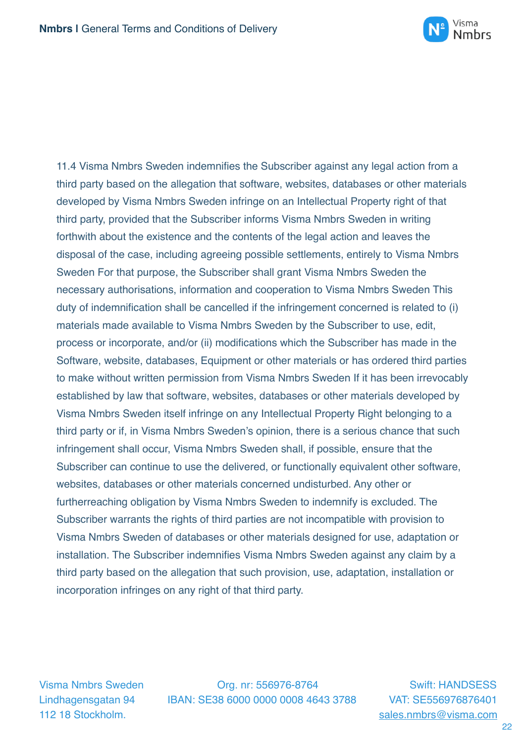11.4 Visma Nmbrs Sweden indemnifies the Subscriber against any legal action from a third party based on the allegation that software, websites, databases or other materials developed by Visma Nmbrs Sweden infringe on an Intellectual Property right of that third party, provided that the Subscriber informs Visma Nmbrs Sweden in writing forthwith about the existence and the contents of the legal action and leaves the disposal of the case, including agreeing possible settlements, entirely to Visma Nmbrs Sweden For that purpose, the Subscriber shall grant Visma Nmbrs Sweden the necessary authorisations, information and cooperation to Visma Nmbrs Sweden This duty of indemnification shall be cancelled if the infringement concerned is related to (i) materials made available to Visma Nmbrs Sweden by the Subscriber to use, edit, process or incorporate, and/or (ii) modifications which the Subscriber has made in the Software, website, databases, Equipment or other materials or has ordered third parties to make without written permission from Visma Nmbrs Sweden If it has been irrevocably established by law that software, websites, databases or other materials developed by Visma Nmbrs Sweden itself infringe on any Intellectual Property Right belonging to a third party or if, in Visma Nmbrs Sweden's opinion, there is a serious chance that such infringement shall occur, Visma Nmbrs Sweden shall, if possible, ensure that the Subscriber can continue to use the delivered, or functionally equivalent other software, websites, databases or other materials concerned undisturbed. Any other or furtherreaching obligation by Visma Nmbrs Sweden to indemnify is excluded. The Subscriber warrants the rights of third parties are not incompatible with provision to Visma Nmbrs Sweden of databases or other materials designed for use, adaptation or installation. The Subscriber indemnifies Visma Nmbrs Sweden against any claim by a third party based on the allegation that such provision, use, adaptation, installation or incorporation infringes on any right of that third party.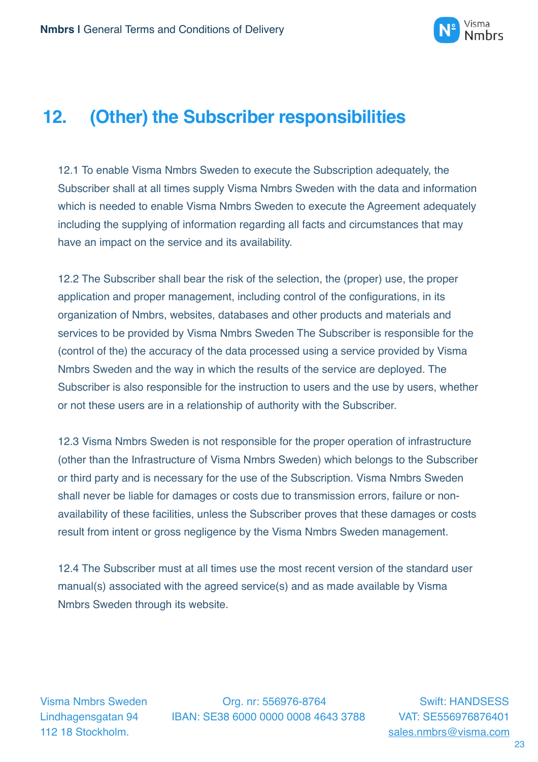## 12. (Other) the Subscriber responsibilities

12.1 To enable Visma Nmbrs Sweden to execute the Subscription adequately, the Subscriber shall at all times supply Visma Nmbrs Sweden with the data and information which is needed to enable Visma Nmbrs Sweden to execute the Agreement adequately including the supplying of information regarding all facts and circumstances that may have an impact on the service and its availability.

12.2 The Subscriber shall bear the risk of the selection, the (proper) use, the proper application and proper management, including control of the configurations, in its organization of Nmbrs, websites, databases and other products and materials and services to be provided by Visma Nmbrs Sweden The Subscriber is responsible for the (control of the) the accuracy of the data processed using a service provided by Visma Nmbrs Sweden and the way in which the results of the service are deployed. The Subscriber is also responsible for the instruction to users and the use by users, whether or not these users are in a relationship of authority with the Subscriber.

12.3 Visma Nmbrs Sweden is not responsible for the proper operation of infrastructure (other than the Infrastructure of Visma Nmbrs Sweden) which belongs to the Subscriber or third party and is necessary for the use of the Subscription. Visma Nmbrs Sweden shall never be liable for damages or costs due to transmission errors, failure or non-availability of these facilities, unless the Subscriber proves that these damages or costs result from intent or gross negligence by the Visma Nmbrs Sweden management.

12.4 The Subscriber must at all times use the most recent version of the standard user manual(s) associated with the agreed service(s) and as made available by Visma Nmbrs Sweden through its website.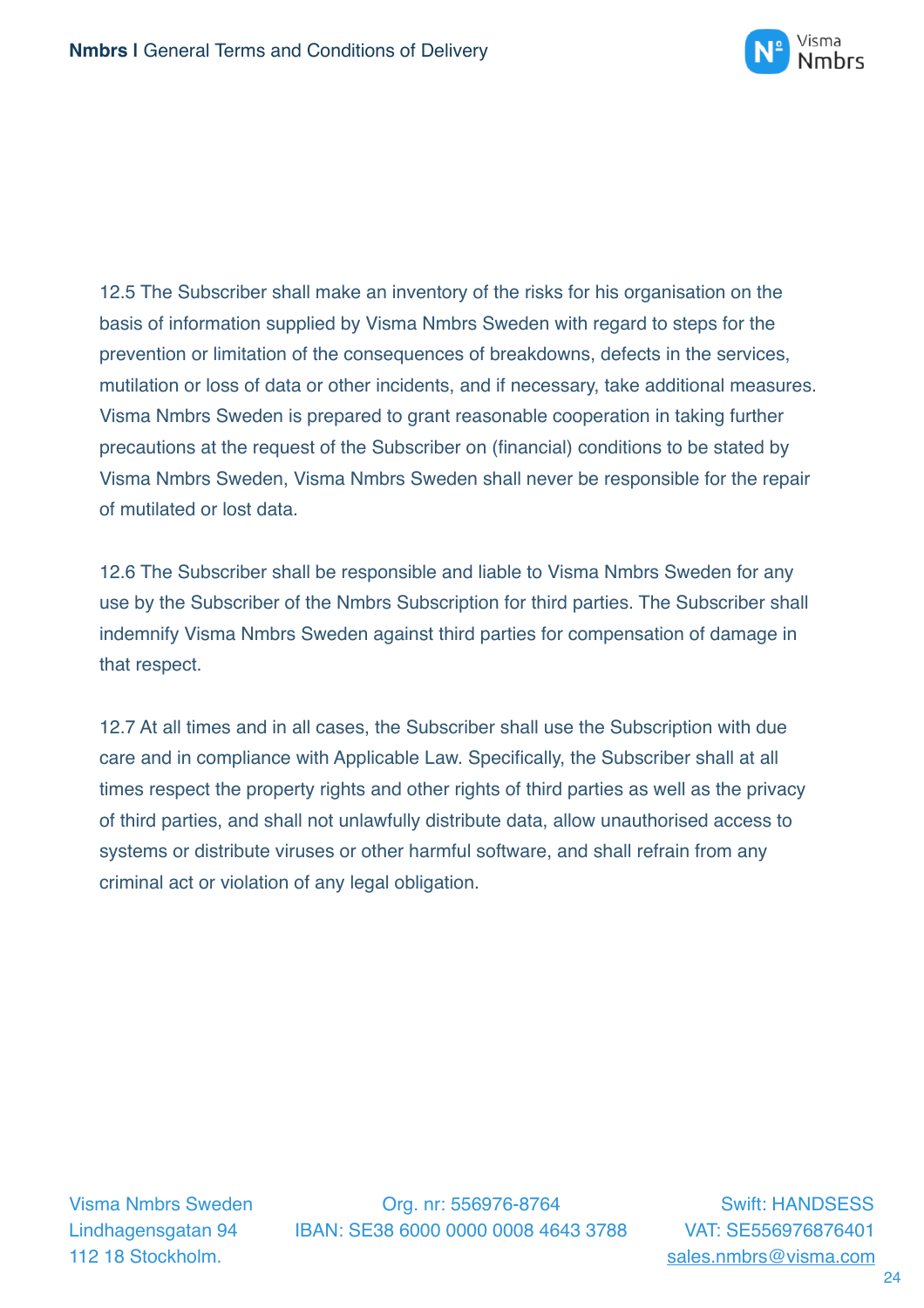12.5 The Subscriber shall make an inventory of the risks for his organisation on the basis of information supplied by Visma Nmbrs Sweden with regard to steps for the prevention or limitation of the consequences of breakdowns, defects in the services, mutilation or loss of data or other incidents, and if necessary, take additional measures. Visma Nmbrs Sweden is prepared to grant reasonable cooperation in taking further precautions at the request of the Subscriber on (financial) conditions to be stated by Visma Nmbrs Sweden, Visma Nmbrs Sweden shall never be responsible for the repair of mutilated or lost data.

12.6 The Subscriber shall be responsible and liable to Visma Nmbrs Sweden for any use by the Subscriber of the Nmbrs Subscription for third parties. The Subscriber shall indemnify Visma Nmbrs Sweden against third parties for compensation of damage in that respect.

12.7 At all times and in all cases, the Subscriber shall use the Subscription with due care and in compliance with Applicable Law. Specifically, the Subscriber shall at all times respect the property rights and other rights of third parties as well as the privacy of third parties, and shall not unlawfully distribute data, allow unauthorised access to systems or distribute viruses or other harmful software, and shall refrain from any criminal act or violation of any legal obligation.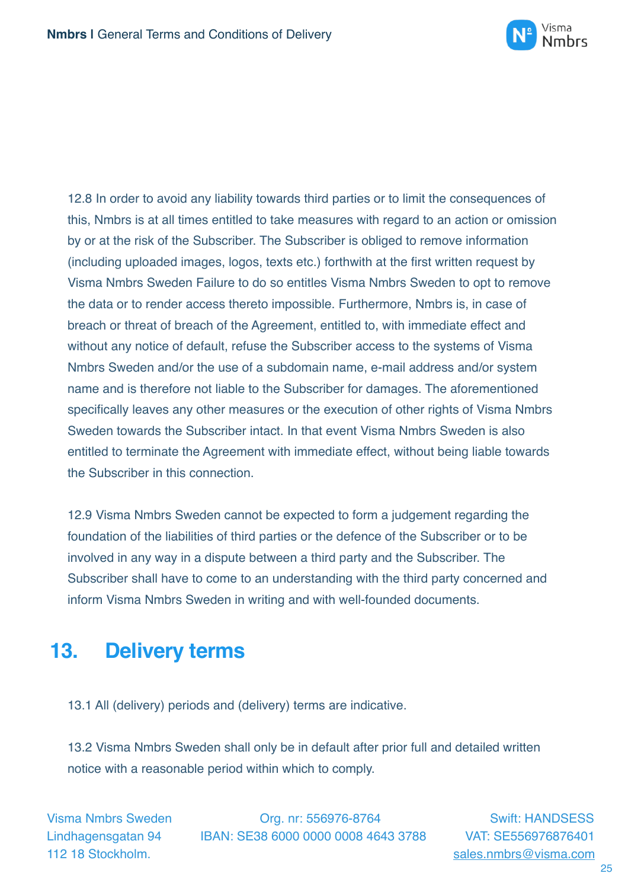12.8 In order to avoid any liability towards third parties or to limit the consequences of this, Nmbrs is at all times entitled to take measures with regard to an action or omission by or at the risk of the Subscriber. The Subscriber is obliged to remove information (including uploaded images, logos, texts etc.) forthwith at the first written request by Visma Nmbrs Sweden Failure to do so entitles Visma Nmbrs Sweden to opt to remove the data or to render access thereto impossible. Furthermore, Nmbrs is, in case of breach or threat of breach of the Agreement, entitled to, with immediate effect and without any notice of default, refuse the Subscriber access to the systems of Visma Nmbrs Sweden and/or the use of a subdomain name, e-mail address and/or system name and is therefore not liable to the Subscriber for damages. The aforementioned specifically leaves any other measures or the execution of other rights of Visma Nmbrs Sweden towards the Subscriber intact. In that event Visma Nmbrs Sweden is also entitled to terminate the Agreement with immediate effect, without being liable towards the Subscriber in this connection.

12.9 Visma Nmbrs Sweden cannot be expected to form a judgement regarding the foundation of the liabilities of third parties or the defence of the Subscriber or to be involved in any way in a dispute between a third party and the Subscriber. The Subscriber shall have to come to an understanding with the third party concerned and inform Visma Nmbrs Sweden in writing and with well-founded documents.

## 13. Delivery terms

13.1 All (delivery) periods and (delivery) terms are indicative.

13.2 Visma Nmbrs Sweden shall only be in default after prior full and detailed written notice with a reasonable period within which to comply.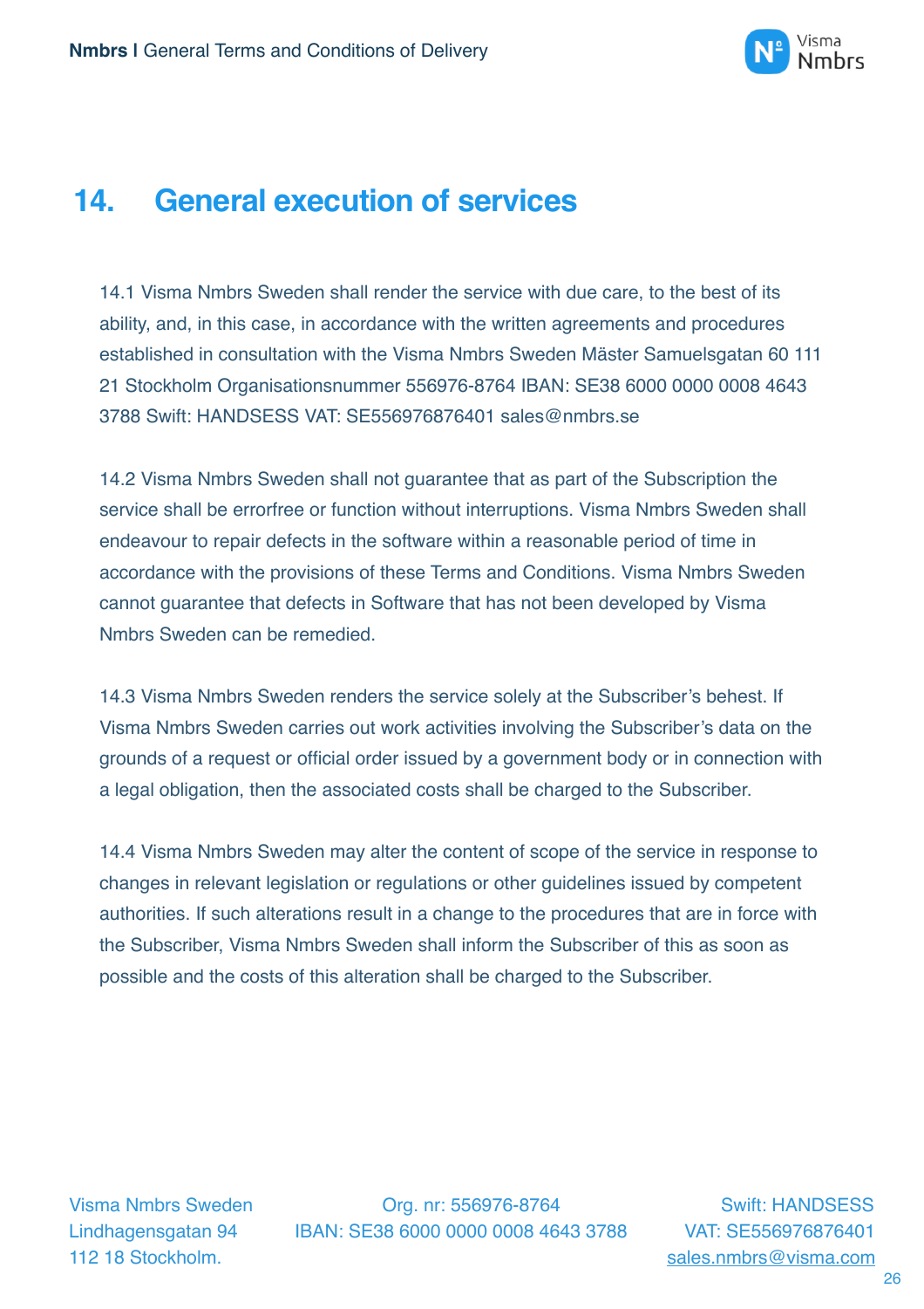## 14. General execution of services

14.1 Visma Nmbrs Sweden shall render the service with due care, to the best of its ability, and, in this case, in accordance with the written agreements and procedures established in consultation with the Visma Nmbrs Sweden Mäster Samuelsgatan 60 111 21 Stockholm Organisationsnummer 556976-8764 IBAN: SE38 6000 0000 0008 4643 3788 Swift: HANDSESS VAT: SE556976876401 sales@nmbrs.se

14.2 Visma Nmbrs Sweden shall not guarantee that as part of the Subscription the service shall be errorfree or function without interruptions. Visma Nmbrs Sweden shall endeavour to repair defects in the software within a reasonable period of time in accordance with the provisions of these Terms and Conditions. Visma Nmbrs Sweden cannot guarantee that defects in Software that has not been developed by Visma Nmbrs Sweden can be remedied.

14.3 Visma Nmbrs Sweden renders the service solely at the Subscriber's behest. If Visma Nmbrs Sweden carries out work activities involving the Subscriber's data on the grounds of a request or official order issued by a government body or in connection with a legal obligation, then the associated costs shall be charged to the Subscriber.

14.4 Visma Nmbrs Sweden may alter the content of scope of the service in response to changes in relevant legislation or regulations or other guidelines issued by competent authorities. If such alterations result in a change to the procedures that are in force with the Subscriber, Visma Nmbrs Sweden shall inform the Subscriber of this as soon as possible and the costs of this alteration shall be charged to the Subscriber.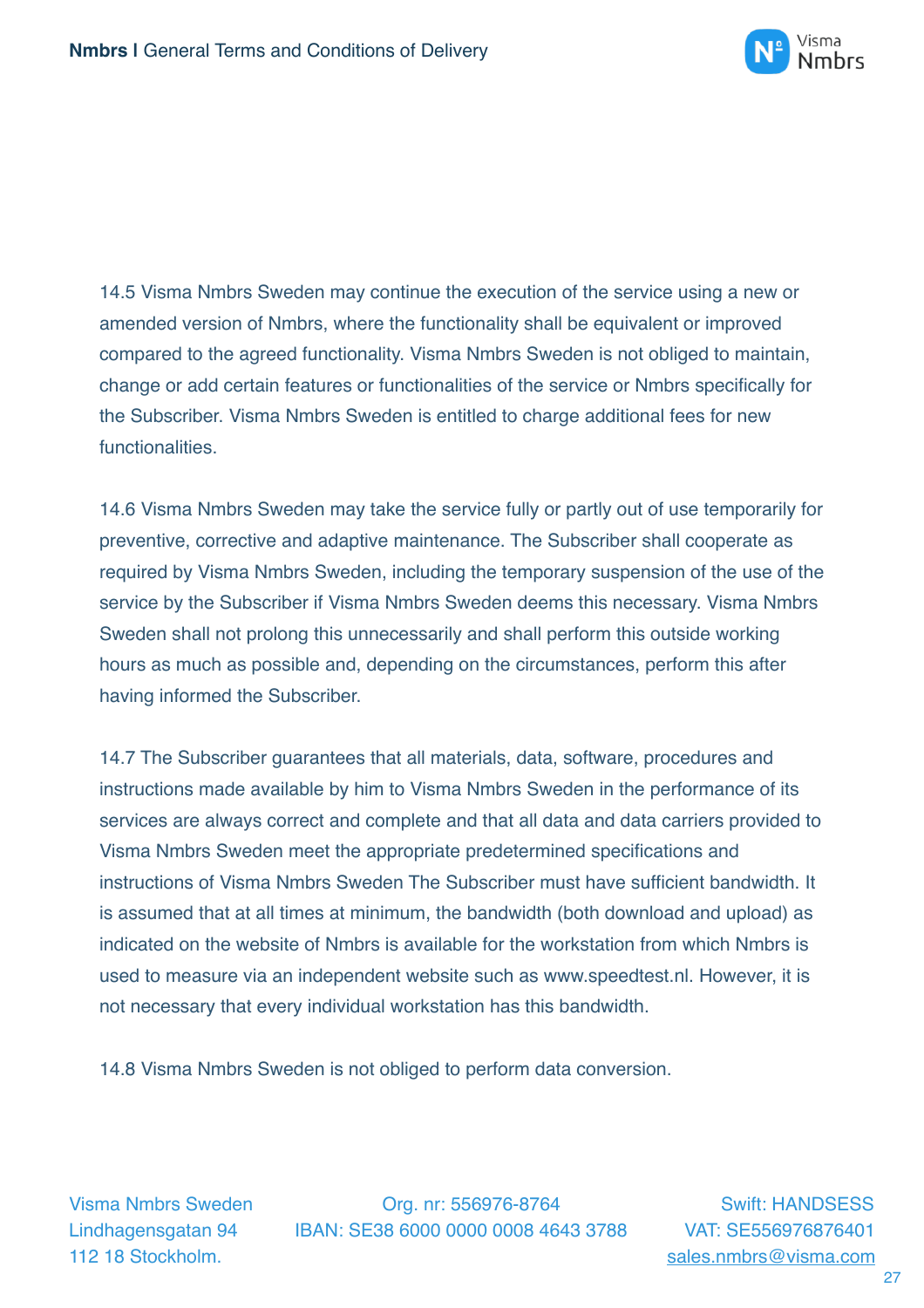14.5 Visma Nmbrs Sweden may continue the execution of the service using a new or amended version of Nmbrs, where the functionality shall be equivalent or improved compared to the agreed functionality. Visma Nmbrs Sweden is not obliged to maintain, change or add certain features or functionalities of the service or Nmbrs specifically for the Subscriber. Visma Nmbrs Sweden is entitled to charge additional fees for new functionalities.

14.6 Visma Nmbrs Sweden may take the service fully or partly out of use temporarily for preventive, corrective and adaptive maintenance. The Subscriber shall cooperate as required by Visma Nmbrs Sweden, including the temporary suspension of the use of the service by the Subscriber if Visma Nmbrs Sweden deems this necessary. Visma Nmbrs Sweden shall not prolong this unnecessarily and shall perform this outside working hours as much as possible and, depending on the circumstances, perform this after having informed the Subscriber.

14.7 The Subscriber guarantees that all materials, data, software, procedures and instructions made available by him to Visma Nmbrs Sweden in the performance of its services are always correct and complete and that all data and data carriers provided to Visma Nmbrs Sweden meet the appropriate predetermined specifications and instructions of Visma Nmbrs Sweden The Subscriber must have sufficient bandwidth. It is assumed that at all times at minimum, the bandwidth (both download and upload) as indicated on the website of Nmbrs is available for the workstation from which Nmbrs is used to measure via an independent website such as www.speedtest.nl. However, it is not necessary that every individual workstation has this bandwidth.

14.8 Visma Nmbrs Sweden is not obliged to perform data conversion.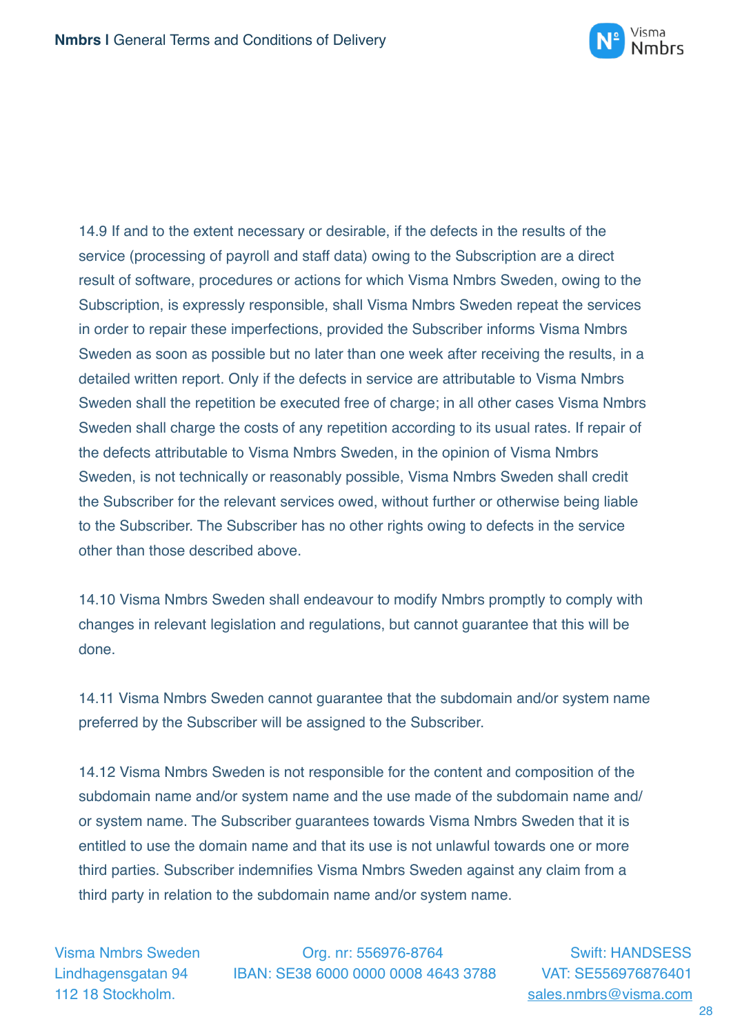14.9 If and to the extent necessary or desirable, if the defects in the results of the service (processing of payroll and staff data) owing to the Subscription are a direct result of software, procedures or actions for which Visma Nmbrs Sweden, owing to the Subscription, is expressly responsible, shall Visma Nmbrs Sweden repeat the services in order to repair these imperfections, provided the Subscriber informs Visma Nmbrs Sweden as soon as possible but no later than one week after receiving the results, in a detailed written report. Only if the defects in service are attributable to Visma Nmbrs Sweden shall the repetition be executed free of charge; in all other cases Visma Nmbrs Sweden shall charge the costs of any repetition according to its usual rates. If repair of the defects attributable to Visma Nmbrs Sweden, in the opinion of Visma Nmbrs Sweden, is not technically or reasonably possible, Visma Nmbrs Sweden shall credit the Subscriber for the relevant services owed, without further or otherwise being liable to the Subscriber. The Subscriber has no other rights owing to defects in the service other than those described above.

14.10 Visma Nmbrs Sweden shall endeavour to modify Nmbrs promptly to comply with changes in relevant legislation and regulations, but cannot guarantee that this will be done.

14.11 Visma Nmbrs Sweden cannot guarantee that the subdomain and/or system name preferred by the Subscriber will be assigned to the Subscriber.

14.12 Visma Nmbrs Sweden is not responsible for the content and composition of the subdomain name and/or system name and the use made of the subdomain name and/or system name. The Subscriber guarantees towards Visma Nmbrs Sweden that it is entitled to use the domain name and that its use is not unlawful towards one or more third parties. Subscriber indemnifies Visma Nmbrs Sweden against any claim from a third party in relation to the subdomain name and/or system name.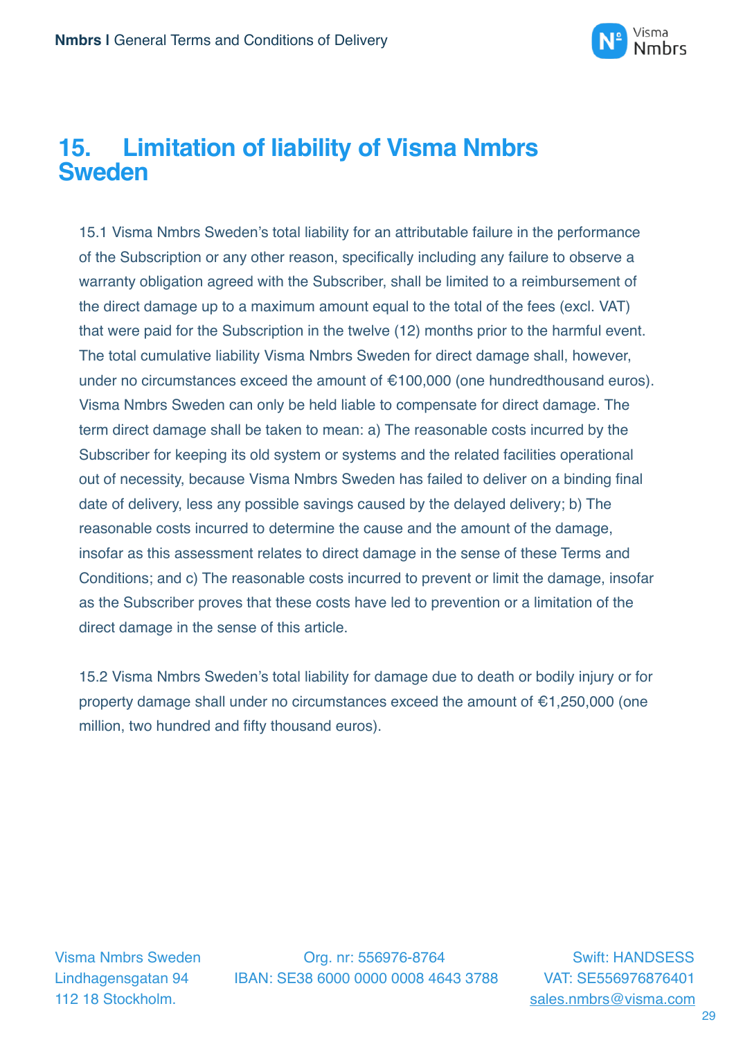## 15. Limitation of liability of Visma Nmbrs Sweden

15.1 Visma Nmbrs Sweden's total liability for an attributable failure in the performance of the Subscription or any other reason, specifically including any failure to observe a warranty obligation agreed with the Subscriber, shall be limited to a reimbursement of the direct damage up to a maximum amount equal to the total of the fees (excl. VAT) that were paid for the Subscription in the twelve (12) months prior to the harmful event. The total cumulative liability Visma Nmbrs Sweden for direct damage shall, however, under no circumstances exceed the amount of €100,000 (one hundredthousand euros). Visma Nmbrs Sweden can only be held liable to compensate for direct damage. The term direct damage shall be taken to mean: a) The reasonable costs incurred by the Subscriber for keeping its old system or systems and the related facilities operational out of necessity, because Visma Nmbrs Sweden has failed to deliver on a binding final date of delivery, less any possible savings caused by the delayed delivery; b) The reasonable costs incurred to determine the cause and the amount of the damage, insofar as this assessment relates to direct damage in the sense of these Terms and Conditions; and c) The reasonable costs incurred to prevent or limit the damage, insofar as the Subscriber proves that these costs have led to prevention or a limitation of the direct damage in the sense of this article.

15.2 Visma Nmbrs Sweden's total liability for damage due to death or bodily injury or for property damage shall under no circumstances exceed the amount of €1,250,000 (one million, two hundred and fifty thousand euros).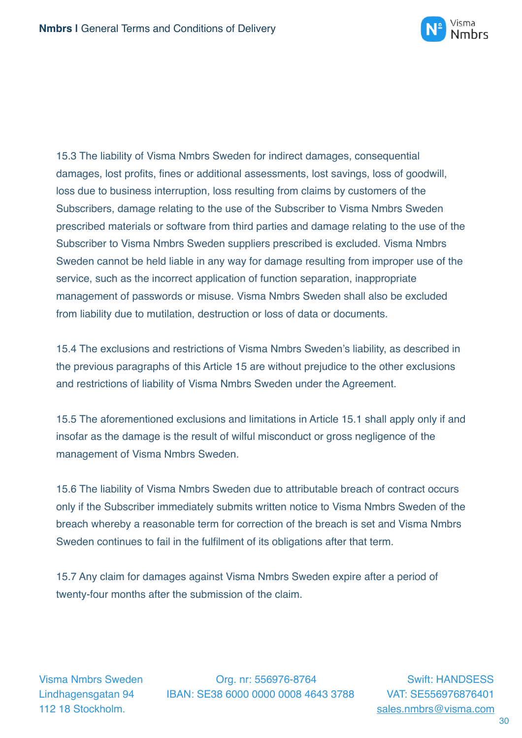15.3 The liability of Visma Nmbrs Sweden for indirect damages, consequential damages, lost profits, fines or additional assessments, lost savings, loss of goodwill, loss due to business interruption, loss resulting from claims by customers of the Subscribers, damage relating to the use of the Subscriber to Visma Nmbrs Sweden prescribed materials or software from third parties and damage relating to the use of the Subscriber to Visma Nmbrs Sweden suppliers prescribed is excluded. Visma Nmbrs Sweden cannot be held liable in any way for damage resulting from improper use of the service, such as the incorrect application of function separation, inappropriate management of passwords or misuse. Visma Nmbrs Sweden shall also be excluded from liability due to mutilation, destruction or loss of data or documents.

15.4 The exclusions and restrictions of Visma Nmbrs Sweden's liability, as described in the previous paragraphs of this Article 15 are without prejudice to the other exclusions and restrictions of liability of Visma Nmbrs Sweden under the Agreement.

15.5 The aforementioned exclusions and limitations in Article 15.1 shall apply only if and insofar as the damage is the result of wilful misconduct or gross negligence of the management of Visma Nmbrs Sweden.

15.6 The liability of Visma Nmbrs Sweden due to attributable breach of contract occurs only if the Subscriber immediately submits written notice to Visma Nmbrs Sweden of the breach whereby a reasonable term for correction of the breach is set and Visma Nmbrs Sweden continues to fail in the fulfilment of its obligations after that term.

15.7 Any claim for damages against Visma Nmbrs Sweden expire after a period of twenty-four months after the submission of the claim.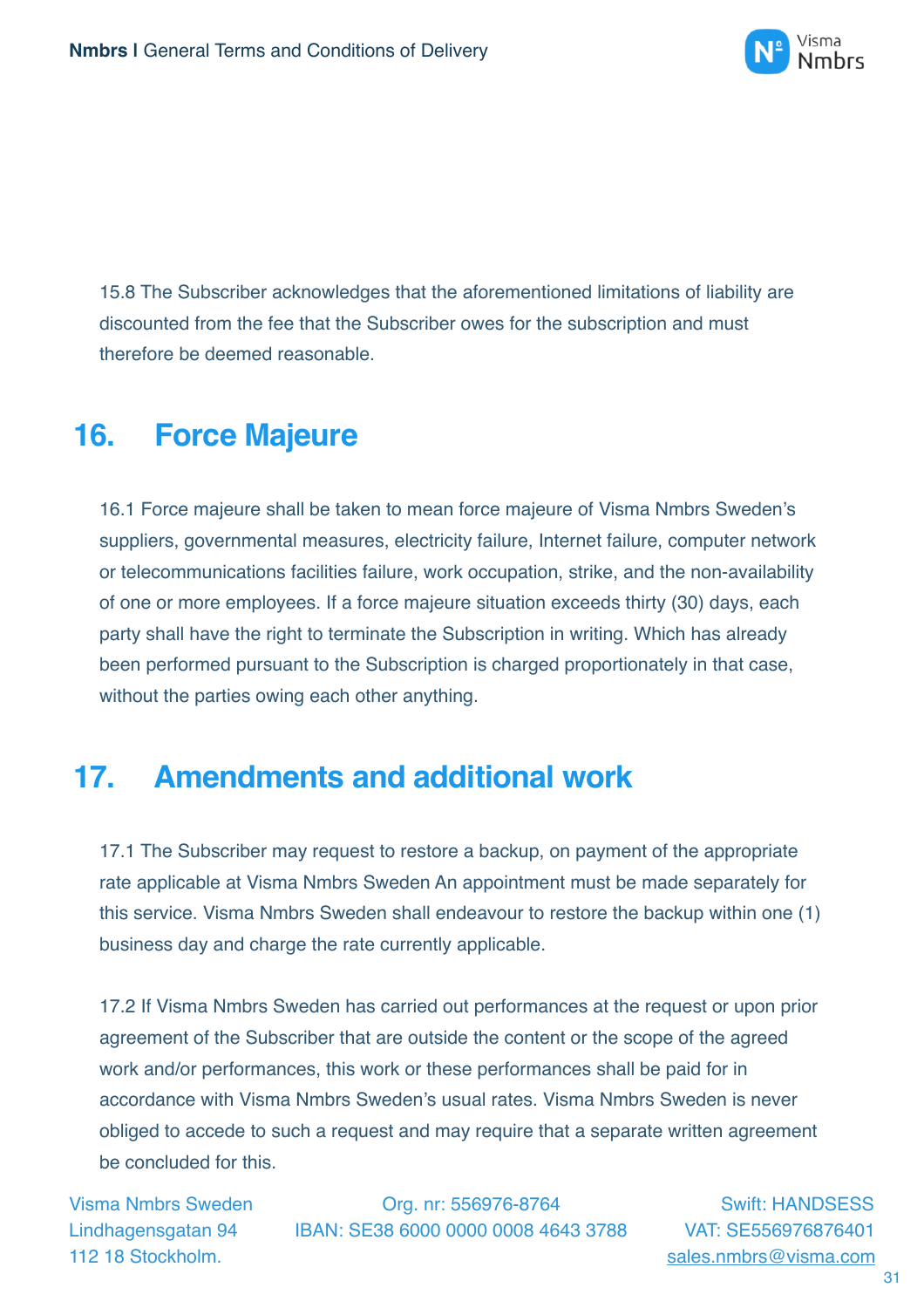15.8 The Subscriber acknowledges that the aforementioned limitations of liability are discounted from the fee that the Subscriber owes for the subscription and must therefore be deemed reasonable.

## 16. Force Majeure

16.1 Force majeure shall be taken to mean force majeure of Visma Nmbrs Sweden's suppliers, governmental measures, electricity failure, Internet failure, computer network or telecommunications facilities failure, work occupation, strike, and the non-availability of one or more employees. If a force majeure situation exceeds thirty (30) days, each party shall have the right to terminate the Subscription in writing. Which has already been performed pursuant to the Subscription is charged proportionately in that case, without the parties owing each other anything.

## 17. Amendments and additional work

17.1 The Subscriber may request to restore a backup, on payment of the appropriate rate applicable at Visma Nmbrs Sweden An appointment must be made separately for this service. Visma Nmbrs Sweden shall endeavour to restore the backup within one (1) business day and charge the rate currently applicable.

17.2 If Visma Nmbrs Sweden has carried out performances at the request or upon prior agreement of the Subscriber that are outside the content or the scope of the agreed work and/or performances, this work or these performances shall be paid for in accordance with Visma Nmbrs Sweden's usual rates. Visma Nmbrs Sweden is never obliged to accede to such a request and may require that a separate written agreement be concluded for this.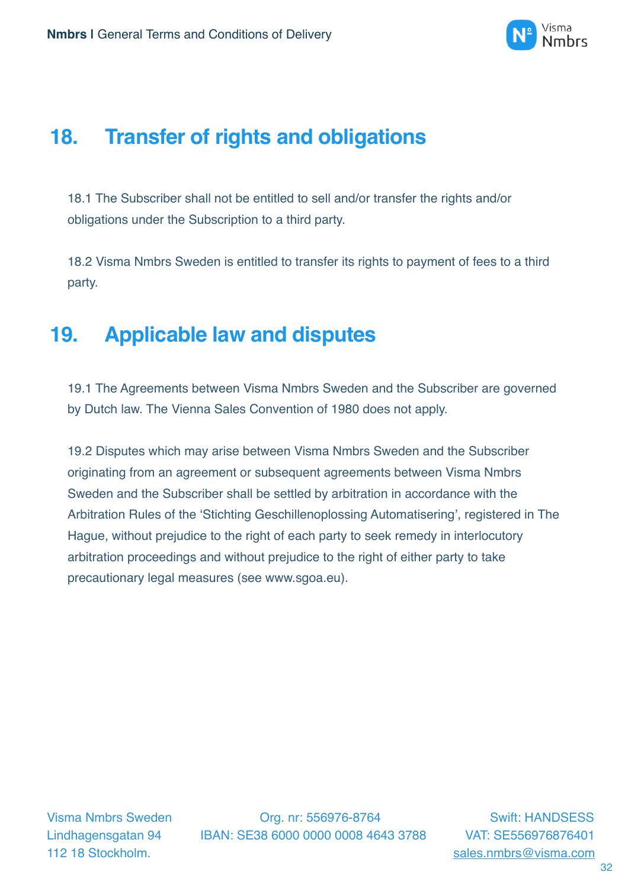## 18. Transfer of rights and obligations

18.1 The Subscriber shall not be entitled to sell and/or transfer the rights and/or obligations under the Subscription to a third party.

18.2 Visma Nmbrs Sweden is entitled to transfer its rights to payment of fees to a third party.

## 19. Applicable law and disputes

19.1 The Agreements between Visma Nmbrs Sweden and the Subscriber are governed by Dutch law. The Vienna Sales Convention of 1980 does not apply.

19.2 Disputes which may arise between Visma Nmbrs Sweden and the Subscriber originating from an agreement or subsequent agreements between Visma Nmbrs Sweden and the Subscriber shall be settled by arbitration in accordance with the Arbitration Rules of the 'Stichting Geschillenoplossing Automatisering', registered in The Hague, without prejudice to the right of each party to seek remedy in interlocutory arbitration proceedings and without prejudice to the right of either party to take precautionary legal measures (see www.sgoa.eu).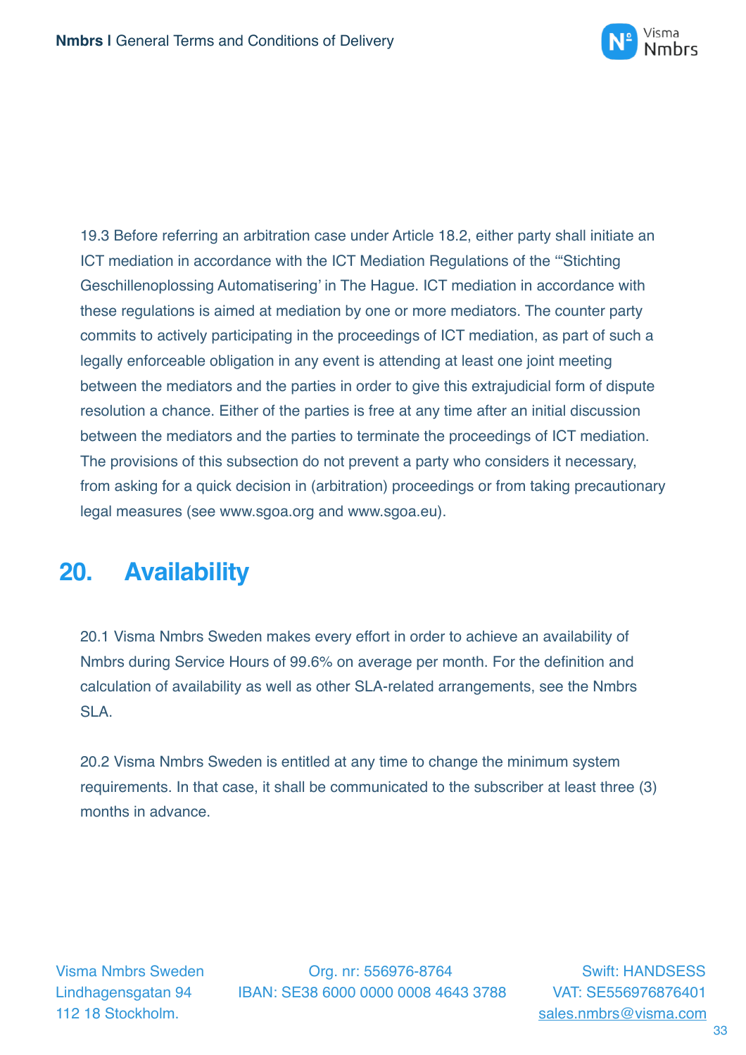19.3 Before referring an arbitration case under Article 18.2, either party shall initiate an ICT mediation in accordance with the ICT Mediation Regulations of the "'Stichting Geschillenoplossing Automatisering' in The Hague. ICT mediation in accordance with these regulations is aimed at mediation by one or more mediators. The counter party commits to actively participating in the proceedings of ICT mediation, as part of such a legally enforceable obligation in any event is attending at least one joint meeting between the mediators and the parties in order to give this extrajudicial form of dispute resolution a chance. Either of the parties is free at any time after an initial discussion between the mediators and the parties to terminate the proceedings of ICT mediation. The provisions of this subsection do not prevent a party who considers it necessary, from asking for a quick decision in (arbitration) proceedings or from taking precautionary legal measures (see www.sgoa.org and www.sgoa.eu).

## 20. Availability

20.1 Visma Nmbrs Sweden makes every effort in order to achieve an availability of Nmbrs during Service Hours of 99.6% on average per month. For the definition and calculation of availability as well as other SLA-related arrangements, see the Nmbrs SLA.

20.2 Visma Nmbrs Sweden is entitled at any time to change the minimum system requirements. In that case, it shall be communicated to the subscriber at least three (3) months in advance.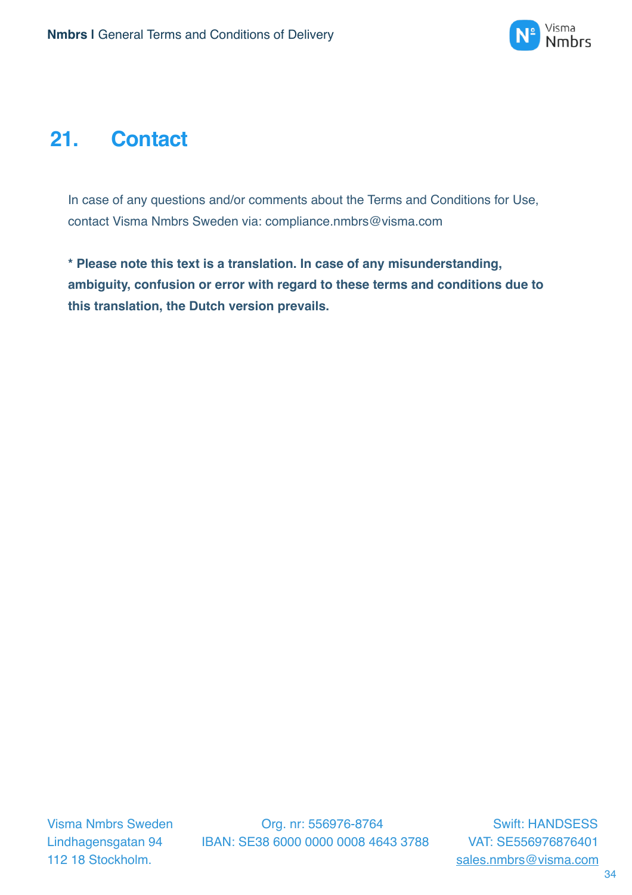# 21. Contact

In case of any questions and/or comments about the Terms and Conditions for Use, contact Visma Nmbrs Sweden via: compliance.nmbrs@visma.com

**\* Please note this text is a translation. In case of any misunderstanding, ambiguity, confusion or error with regard to these terms and conditions due to this translation, the Dutch version prevails.**